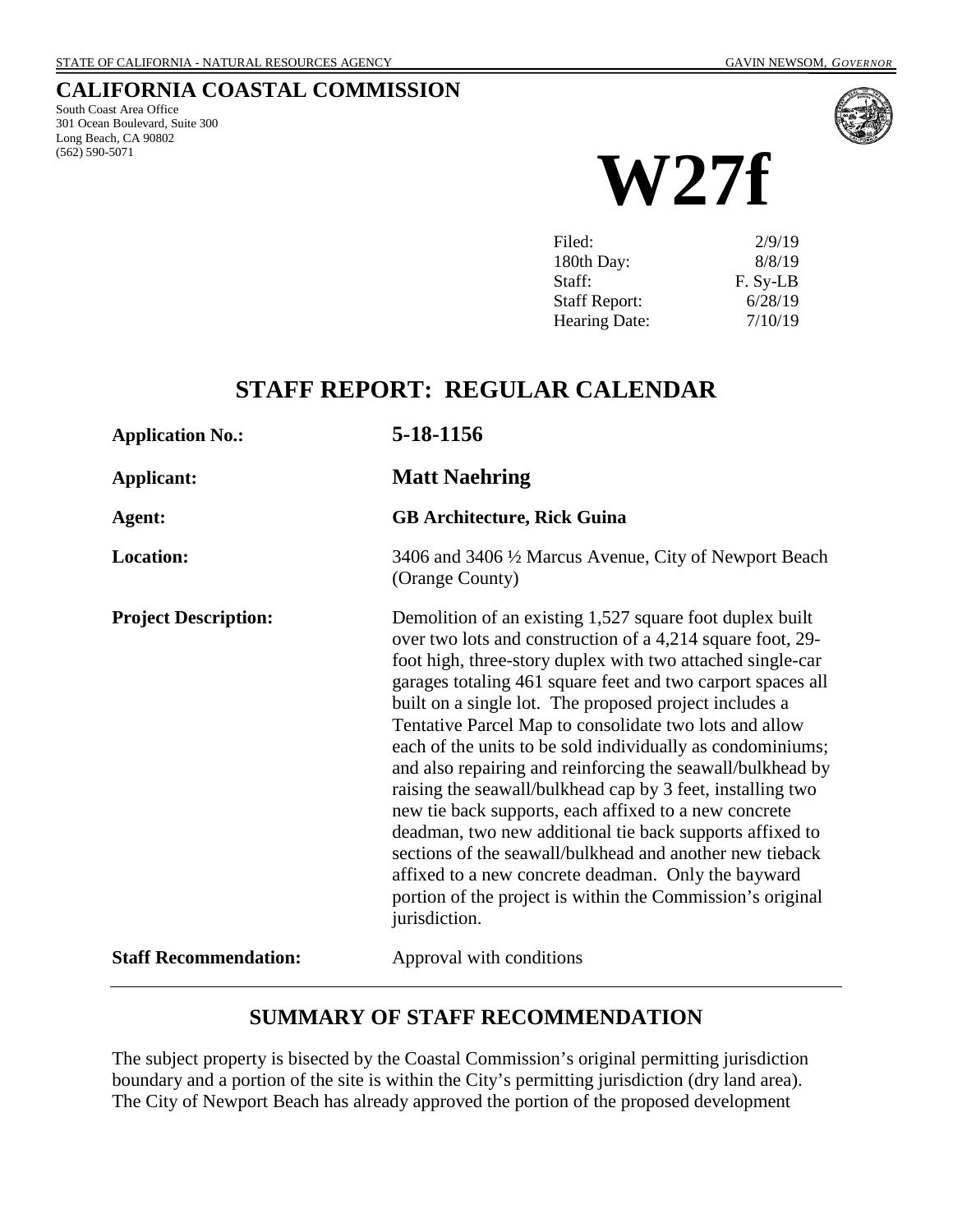STATE OF CALIFORNIA - NATURAL RESOURCES AGENCY GAVIN NEWSOM, *GOVERNOR*

# CALIFORNIA COASTAL COMMISSION

South Coast Area Office
301 Ocean Boulevard, Suite 300
Long Beach, CA 90802
(562) 590-5071

# W27f

| | |
|---|---|
| Filed: | 2/9/19 |
| 180th Day: | 8/8/19 |
| Staff: | F. Sy-LB |
| Staff Report: | 6/28/19 |
| Hearing Date: | 7/10/19 |

## STAFF REPORT: REGULAR CALENDAR

| | |
|---|---|
| **Application No.:** | **5-18-1156** |
| **Applicant:** | **Matt Naehring** |
| **Agent:** | **GB Architecture, Rick Guina** |
| **Location:** | 3406 and 3406 ½ Marcus Avenue, City of Newport Beach (Orange County) |
| **Project Description:** | Demolition of an existing 1,527 square foot duplex built over two lots and construction of a 4,214 square foot, 29-foot high, three-story duplex with two attached single-car garages totaling 461 square feet and two carport spaces all built on a single lot. The proposed project includes a Tentative Parcel Map to consolidate two lots and allow each of the units to be sold individually as condominiums; and also repairing and reinforcing the seawall/bulkhead by raising the seawall/bulkhead cap by 3 feet, installing two new tie back supports, each affixed to a new concrete deadman, two new additional tie back supports affixed to sections of the seawall/bulkhead and another new tieback affixed to a new concrete deadman. Only the bayward portion of the project is within the Commission's original jurisdiction. |
| **Staff Recommendation:** | Approval with conditions |

## SUMMARY OF STAFF RECOMMENDATION

The subject property is bisected by the Coastal Commission's original permitting jurisdiction boundary and a portion of the site is within the City's permitting jurisdiction (dry land area). The City of Newport Beach has already approved the portion of the proposed development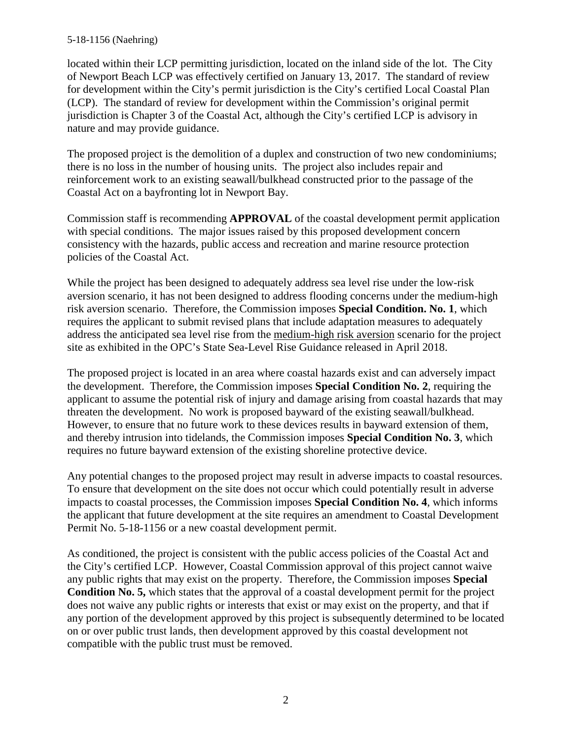located within their LCP permitting jurisdiction, located on the inland side of the lot. The City of Newport Beach LCP was effectively certified on January 13, 2017. The standard of review for development within the City's permit jurisdiction is the City's certified Local Coastal Plan (LCP). The standard of review for development within the Commission's original permit jurisdiction is Chapter 3 of the Coastal Act, although the City's certified LCP is advisory in nature and may provide guidance.

The proposed project is the demolition of a duplex and construction of two new condominiums; there is no loss in the number of housing units. The project also includes repair and reinforcement work to an existing seawall/bulkhead constructed prior to the passage of the Coastal Act on a bayfronting lot in Newport Bay.

Commission staff is recommending **APPROVAL** of the coastal development permit application with special conditions. The major issues raised by this proposed development concern consistency with the hazards, public access and recreation and marine resource protection policies of the Coastal Act.

While the project has been designed to adequately address sea level rise under the low-risk aversion scenario, it has not been designed to address flooding concerns under the medium-high risk aversion scenario. Therefore, the Commission imposes **Special Condition. No. 1**, which requires the applicant to submit revised plans that include adaptation measures to adequately address the anticipated sea level rise from the medium-high risk aversion scenario for the project site as exhibited in the OPC's State Sea-Level Rise Guidance released in April 2018.

The proposed project is located in an area where coastal hazards exist and can adversely impact the development. Therefore, the Commission imposes **Special Condition No. 2**, requiring the applicant to assume the potential risk of injury and damage arising from coastal hazards that may threaten the development. No work is proposed bayward of the existing seawall/bulkhead. However, to ensure that no future work to these devices results in bayward extension of them, and thereby intrusion into tidelands, the Commission imposes **Special Condition No. 3**, which requires no future bayward extension of the existing shoreline protective device.

Any potential changes to the proposed project may result in adverse impacts to coastal resources. To ensure that development on the site does not occur which could potentially result in adverse impacts to coastal processes, the Commission imposes **Special Condition No. 4**, which informs the applicant that future development at the site requires an amendment to Coastal Development Permit No. 5-18-1156 or a new coastal development permit.

As conditioned, the project is consistent with the public access policies of the Coastal Act and the City's certified LCP. However, Coastal Commission approval of this project cannot waive any public rights that may exist on the property. Therefore, the Commission imposes **Special Condition No. 5,** which states that the approval of a coastal development permit for the project does not waive any public rights or interests that exist or may exist on the property, and that if any portion of the development approved by this project is subsequently determined to be located on or over public trust lands, then development approved by this coastal development not compatible with the public trust must be removed.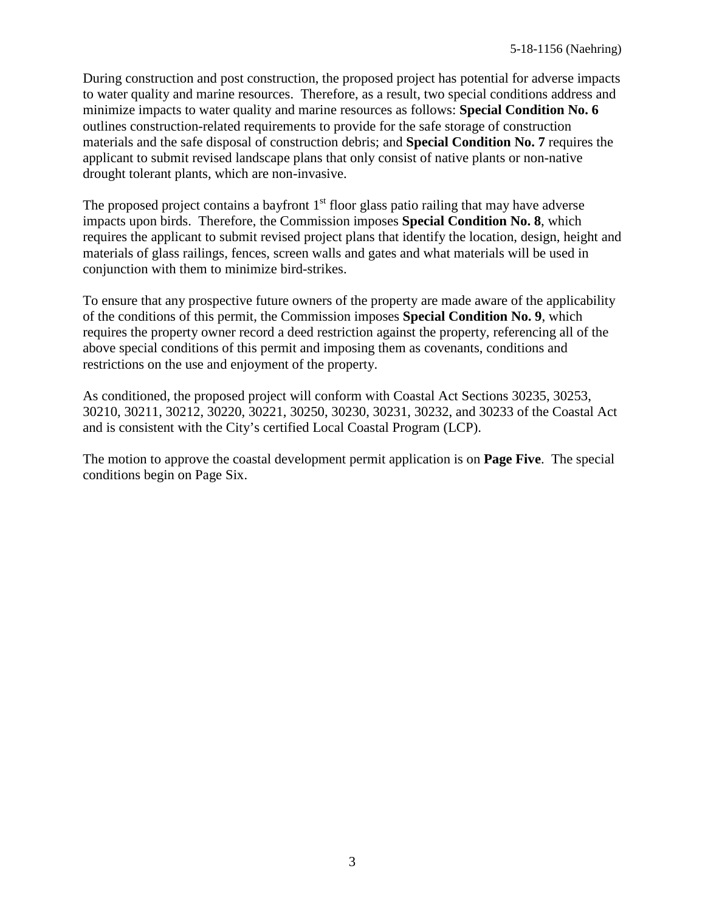During construction and post construction, the proposed project has potential for adverse impacts to water quality and marine resources. Therefore, as a result, two special conditions address and minimize impacts to water quality and marine resources as follows: **Special Condition No. 6** outlines construction-related requirements to provide for the safe storage of construction materials and the safe disposal of construction debris; and **Special Condition No. 7** requires the applicant to submit revised landscape plans that only consist of native plants or non-native drought tolerant plants, which are non-invasive.

The proposed project contains a bayfront 1st floor glass patio railing that may have adverse impacts upon birds. Therefore, the Commission imposes **Special Condition No. 8**, which requires the applicant to submit revised project plans that identify the location, design, height and materials of glass railings, fences, screen walls and gates and what materials will be used in conjunction with them to minimize bird-strikes.

To ensure that any prospective future owners of the property are made aware of the applicability of the conditions of this permit, the Commission imposes **Special Condition No. 9**, which requires the property owner record a deed restriction against the property, referencing all of the above special conditions of this permit and imposing them as covenants, conditions and restrictions on the use and enjoyment of the property.

As conditioned, the proposed project will conform with Coastal Act Sections 30235, 30253, 30210, 30211, 30212, 30220, 30221, 30250, 30230, 30231, 30232, and 30233 of the Coastal Act and is consistent with the City's certified Local Coastal Program (LCP).

The motion to approve the coastal development permit application is on **Page Five**. The special conditions begin on Page Six.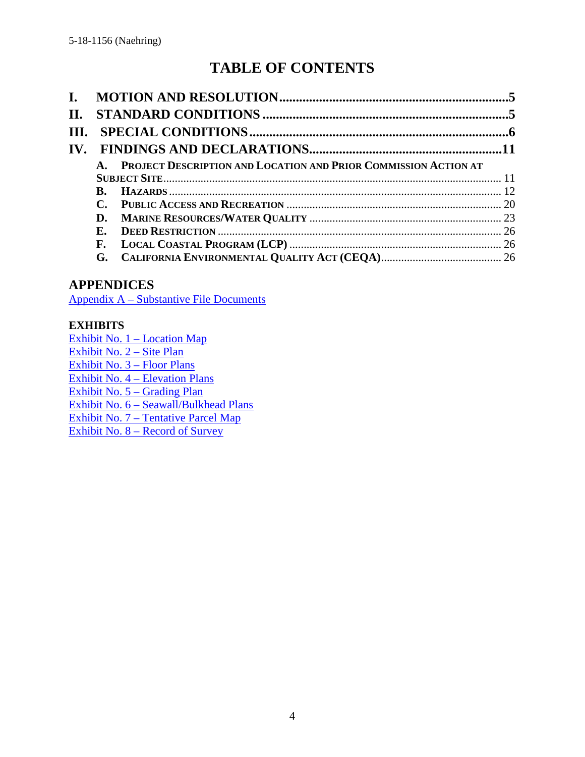# TABLE OF CONTENTS

**I. MOTION AND RESOLUTION** .......................................................................5
**II. STANDARD CONDITIONS** ..........................................................................5
**III. SPECIAL CONDITIONS** .............................................................................6
**IV. FINDINGS AND DECLARATIONS** .............................................................11

- **A. PROJECT DESCRIPTION AND LOCATION AND PRIOR COMMISSION ACTION AT SUBJECT SITE** ........................................................................ 11
- **B. HAZARDS** ........................................................................ 12
- **C. PUBLIC ACCESS AND RECREATION** ........................................................................ 20
- **D. MARINE RESOURCES/WATER QUALITY** ........................................................................ 23
- **E. DEED RESTRICTION** ........................................................................ 26
- **F. LOCAL COASTAL PROGRAM (LCP)** ........................................................................ 26
- **G. CALIFORNIA ENVIRONMENTAL QUALITY ACT (CEQA)** ........................................................................ 26

## APPENDICES

Appendix A – Substantive File Documents

### EXHIBITS

Exhibit No. 1 – Location Map
Exhibit No. 2 – Site Plan
Exhibit No. 3 – Floor Plans
Exhibit No. 4 – Elevation Plans
Exhibit No. 5 – Grading Plan
Exhibit No. 6 – Seawall/Bulkhead Plans
Exhibit No. 7 – Tentative Parcel Map
Exhibit No. 8 – Record of Survey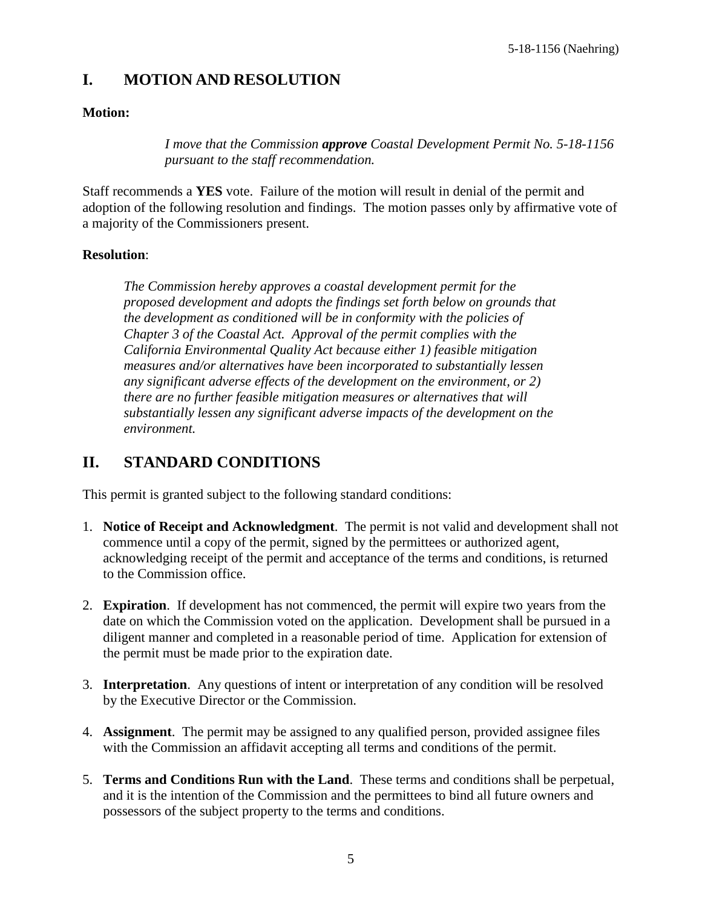## I. MOTION AND RESOLUTION

**Motion:**

> *I move that the Commission **approve** Coastal Development Permit No. 5-18-1156 pursuant to the staff recommendation.*

Staff recommends a **YES** vote. Failure of the motion will result in denial of the permit and adoption of the following resolution and findings. The motion passes only by affirmative vote of a majority of the Commissioners present.

**Resolution**:

> *The Commission hereby approves a coastal development permit for the proposed development and adopts the findings set forth below on grounds that the development as conditioned will be in conformity with the policies of Chapter 3 of the Coastal Act. Approval of the permit complies with the California Environmental Quality Act because either 1) feasible mitigation measures and/or alternatives have been incorporated to substantially lessen any significant adverse effects of the development on the environment, or 2) there are no further feasible mitigation measures or alternatives that will substantially lessen any significant adverse impacts of the development on the environment.*

## II. STANDARD CONDITIONS

This permit is granted subject to the following standard conditions:

1. **Notice of Receipt and Acknowledgment**. The permit is not valid and development shall not commence until a copy of the permit, signed by the permittees or authorized agent, acknowledging receipt of the permit and acceptance of the terms and conditions, is returned to the Commission office.

2. **Expiration**. If development has not commenced, the permit will expire two years from the date on which the Commission voted on the application. Development shall be pursued in a diligent manner and completed in a reasonable period of time. Application for extension of the permit must be made prior to the expiration date.

3. **Interpretation**. Any questions of intent or interpretation of any condition will be resolved by the Executive Director or the Commission.

4. **Assignment**. The permit may be assigned to any qualified person, provided assignee files with the Commission an affidavit accepting all terms and conditions of the permit.

5. **Terms and Conditions Run with the Land**. These terms and conditions shall be perpetual, and it is the intention of the Commission and the permittees to bind all future owners and possessors of the subject property to the terms and conditions.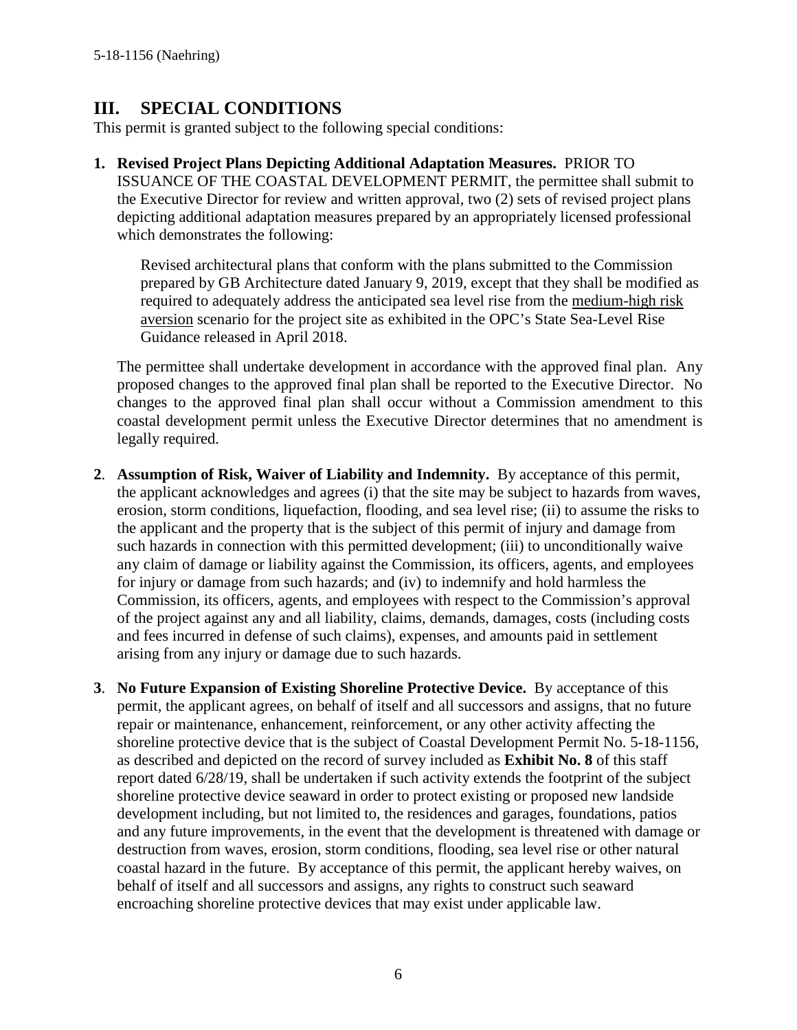## III. SPECIAL CONDITIONS

This permit is granted subject to the following special conditions:

1. **Revised Project Plans Depicting Additional Adaptation Measures.** PRIOR TO ISSUANCE OF THE COASTAL DEVELOPMENT PERMIT, the permittee shall submit to the Executive Director for review and written approval, two (2) sets of revised project plans depicting additional adaptation measures prepared by an appropriately licensed professional which demonstrates the following:

   Revised architectural plans that conform with the plans submitted to the Commission prepared by GB Architecture dated January 9, 2019, except that they shall be modified as required to adequately address the anticipated sea level rise from the medium-high risk aversion scenario for the project site as exhibited in the OPC's State Sea-Level Rise Guidance released in April 2018.

   The permittee shall undertake development in accordance with the approved final plan. Any proposed changes to the approved final plan shall be reported to the Executive Director. No changes to the approved final plan shall occur without a Commission amendment to this coastal development permit unless the Executive Director determines that no amendment is legally required.

2. **Assumption of Risk, Waiver of Liability and Indemnity.** By acceptance of this permit, the applicant acknowledges and agrees (i) that the site may be subject to hazards from waves, erosion, storm conditions, liquefaction, flooding, and sea level rise; (ii) to assume the risks to the applicant and the property that is the subject of this permit of injury and damage from such hazards in connection with this permitted development; (iii) to unconditionally waive any claim of damage or liability against the Commission, its officers, agents, and employees for injury or damage from such hazards; and (iv) to indemnify and hold harmless the Commission, its officers, agents, and employees with respect to the Commission's approval of the project against any and all liability, claims, demands, damages, costs (including costs and fees incurred in defense of such claims), expenses, and amounts paid in settlement arising from any injury or damage due to such hazards.

3. **No Future Expansion of Existing Shoreline Protective Device.** By acceptance of this permit, the applicant agrees, on behalf of itself and all successors and assigns, that no future repair or maintenance, enhancement, reinforcement, or any other activity affecting the shoreline protective device that is the subject of Coastal Development Permit No. 5-18-1156, as described and depicted on the record of survey included as **Exhibit No. 8** of this staff report dated 6/28/19, shall be undertaken if such activity extends the footprint of the subject shoreline protective device seaward in order to protect existing or proposed new landside development including, but not limited to, the residences and garages, foundations, patios and any future improvements, in the event that the development is threatened with damage or destruction from waves, erosion, storm conditions, flooding, sea level rise or other natural coastal hazard in the future. By acceptance of this permit, the applicant hereby waives, on behalf of itself and all successors and assigns, any rights to construct such seaward encroaching shoreline protective devices that may exist under applicable law.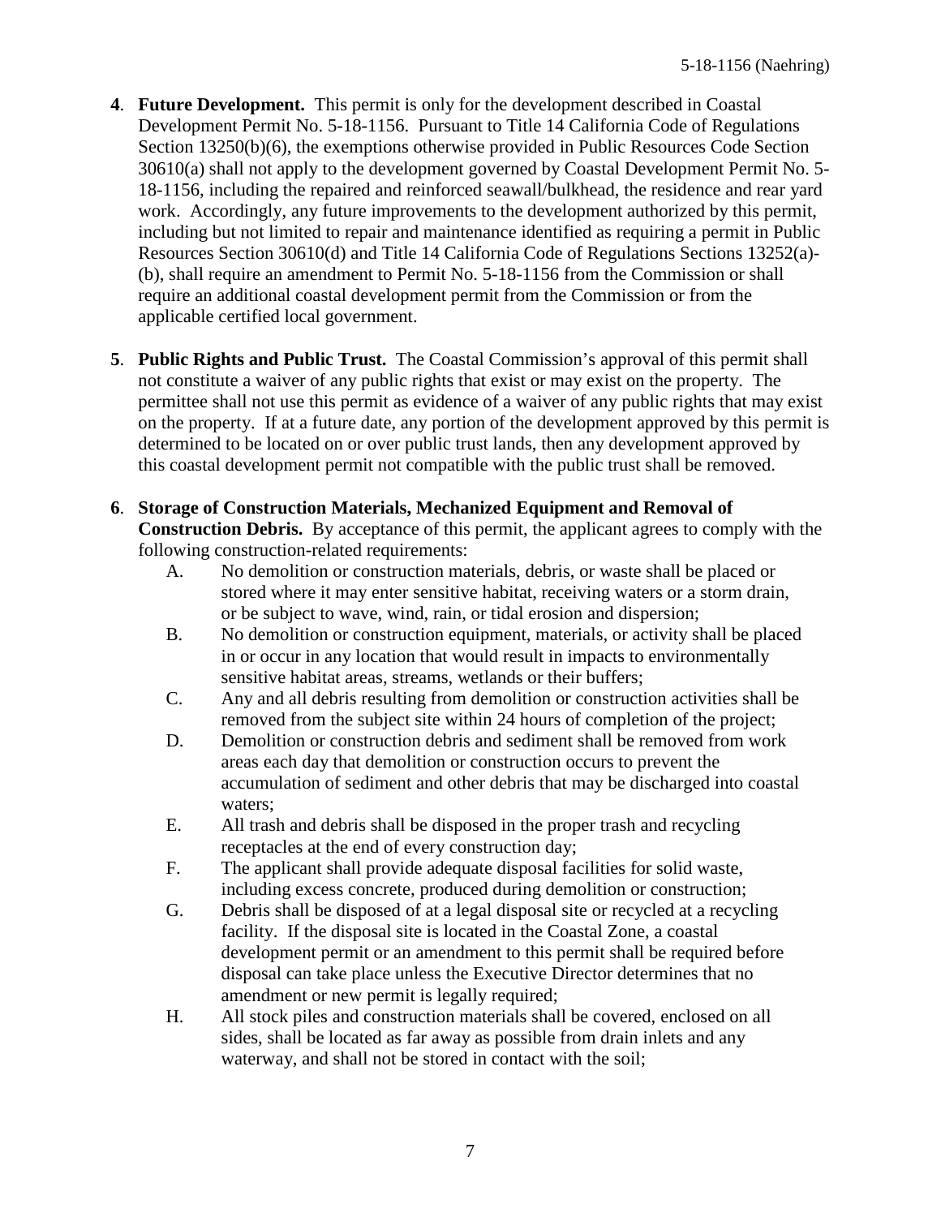4. **Future Development.** This permit is only for the development described in Coastal Development Permit No. 5-18-1156. Pursuant to Title 14 California Code of Regulations Section 13250(b)(6), the exemptions otherwise provided in Public Resources Code Section 30610(a) shall not apply to the development governed by Coastal Development Permit No. 5-18-1156, including the repaired and reinforced seawall/bulkhead, the residence and rear yard work. Accordingly, any future improvements to the development authorized by this permit, including but not limited to repair and maintenance identified as requiring a permit in Public Resources Section 30610(d) and Title 14 California Code of Regulations Sections 13252(a)-(b), shall require an amendment to Permit No. 5-18-1156 from the Commission or shall require an additional coastal development permit from the Commission or from the applicable certified local government.

5. **Public Rights and Public Trust.** The Coastal Commission's approval of this permit shall not constitute a waiver of any public rights that exist or may exist on the property. The permittee shall not use this permit as evidence of a waiver of any public rights that may exist on the property. If at a future date, any portion of the development approved by this permit is determined to be located on or over public trust lands, then any development approved by this coastal development permit not compatible with the public trust shall be removed.

6. **Storage of Construction Materials, Mechanized Equipment and Removal of Construction Debris.** By acceptance of this permit, the applicant agrees to comply with the following construction-related requirements:
   - A. No demolition or construction materials, debris, or waste shall be placed or stored where it may enter sensitive habitat, receiving waters or a storm drain, or be subject to wave, wind, rain, or tidal erosion and dispersion;
   - B. No demolition or construction equipment, materials, or activity shall be placed in or occur in any location that would result in impacts to environmentally sensitive habitat areas, streams, wetlands or their buffers;
   - C. Any and all debris resulting from demolition or construction activities shall be removed from the subject site within 24 hours of completion of the project;
   - D. Demolition or construction debris and sediment shall be removed from work areas each day that demolition or construction occurs to prevent the accumulation of sediment and other debris that may be discharged into coastal waters;
   - E. All trash and debris shall be disposed in the proper trash and recycling receptacles at the end of every construction day;
   - F. The applicant shall provide adequate disposal facilities for solid waste, including excess concrete, produced during demolition or construction;
   - G. Debris shall be disposed of at a legal disposal site or recycled at a recycling facility. If the disposal site is located in the Coastal Zone, a coastal development permit or an amendment to this permit shall be required before disposal can take place unless the Executive Director determines that no amendment or new permit is legally required;
   - H. All stock piles and construction materials shall be covered, enclosed on all sides, shall be located as far away as possible from drain inlets and any waterway, and shall not be stored in contact with the soil;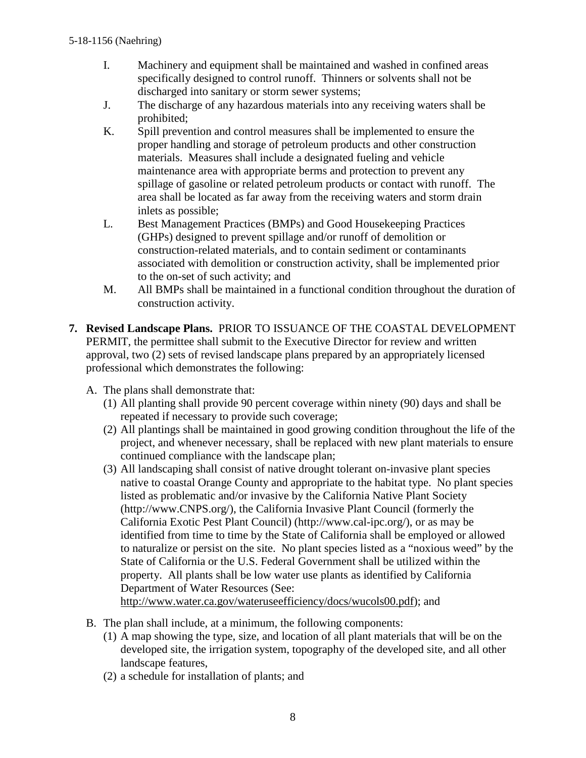I. Machinery and equipment shall be maintained and washed in confined areas specifically designed to control runoff. Thinners or solvents shall not be discharged into sanitary or storm sewer systems;

J. The discharge of any hazardous materials into any receiving waters shall be prohibited;

K. Spill prevention and control measures shall be implemented to ensure the proper handling and storage of petroleum products and other construction materials. Measures shall include a designated fueling and vehicle maintenance area with appropriate berms and protection to prevent any spillage of gasoline or related petroleum products or contact with runoff. The area shall be located as far away from the receiving waters and storm drain inlets as possible;

L. Best Management Practices (BMPs) and Good Housekeeping Practices (GHPs) designed to prevent spillage and/or runoff of demolition or construction-related materials, and to contain sediment or contaminants associated with demolition or construction activity, shall be implemented prior to the on-set of such activity; and

M. All BMPs shall be maintained in a functional condition throughout the duration of construction activity.

**7. Revised Landscape Plans.** PRIOR TO ISSUANCE OF THE COASTAL DEVELOPMENT PERMIT, the permittee shall submit to the Executive Director for review and written approval, two (2) sets of revised landscape plans prepared by an appropriately licensed professional which demonstrates the following:

A. The plans shall demonstrate that:

(1) All planting shall provide 90 percent coverage within ninety (90) days and shall be repeated if necessary to provide such coverage;

(2) All plantings shall be maintained in good growing condition throughout the life of the project, and whenever necessary, shall be replaced with new plant materials to ensure continued compliance with the landscape plan;

(3) All landscaping shall consist of native drought tolerant on-invasive plant species native to coastal Orange County and appropriate to the habitat type. No plant species listed as problematic and/or invasive by the California Native Plant Society (http://www.CNPS.org/), the California Invasive Plant Council (formerly the California Exotic Pest Plant Council) (http://www.cal-ipc.org/), or as may be identified from time to time by the State of California shall be employed or allowed to naturalize or persist on the site. No plant species listed as a "noxious weed" by the State of California or the U.S. Federal Government shall be utilized within the property. All plants shall be low water use plants as identified by California Department of Water Resources (See: http://www.water.ca.gov/wateruseefficiency/docs/wucols00.pdf); and

B. The plan shall include, at a minimum, the following components:

(1) A map showing the type, size, and location of all plant materials that will be on the developed site, the irrigation system, topography of the developed site, and all other landscape features,

(2) a schedule for installation of plants; and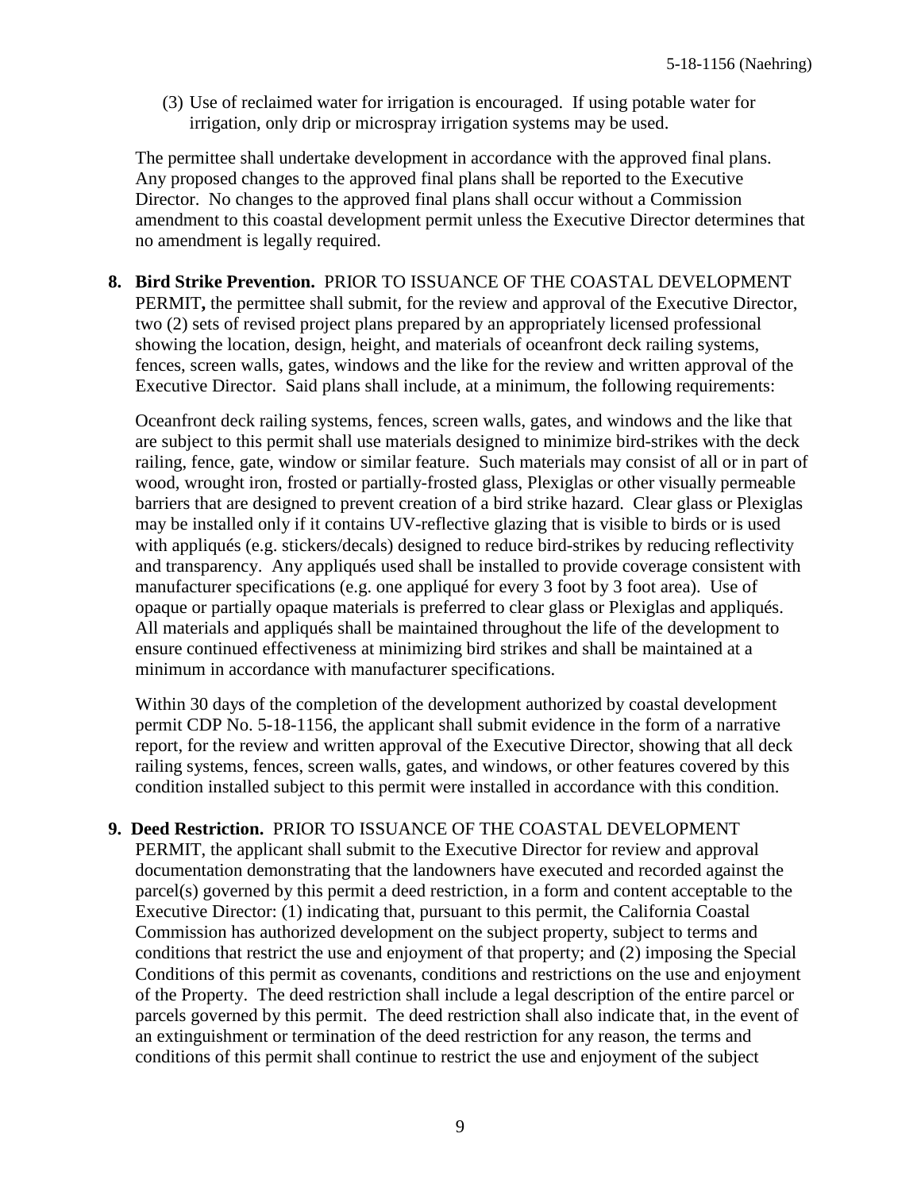(3) Use of reclaimed water for irrigation is encouraged. If using potable water for irrigation, only drip or microspray irrigation systems may be used.

The permittee shall undertake development in accordance with the approved final plans. Any proposed changes to the approved final plans shall be reported to the Executive Director. No changes to the approved final plans shall occur without a Commission amendment to this coastal development permit unless the Executive Director determines that no amendment is legally required.

**8. Bird Strike Prevention.** PRIOR TO ISSUANCE OF THE COASTAL DEVELOPMENT PERMIT**,** the permittee shall submit, for the review and approval of the Executive Director, two (2) sets of revised project plans prepared by an appropriately licensed professional showing the location, design, height, and materials of oceanfront deck railing systems, fences, screen walls, gates, windows and the like for the review and written approval of the Executive Director. Said plans shall include, at a minimum, the following requirements:

Oceanfront deck railing systems, fences, screen walls, gates, and windows and the like that are subject to this permit shall use materials designed to minimize bird-strikes with the deck railing, fence, gate, window or similar feature. Such materials may consist of all or in part of wood, wrought iron, frosted or partially-frosted glass, Plexiglas or other visually permeable barriers that are designed to prevent creation of a bird strike hazard. Clear glass or Plexiglas may be installed only if it contains UV-reflective glazing that is visible to birds or is used with appliqués (e.g. stickers/decals) designed to reduce bird-strikes by reducing reflectivity and transparency. Any appliqués used shall be installed to provide coverage consistent with manufacturer specifications (e.g. one appliqué for every 3 foot by 3 foot area). Use of opaque or partially opaque materials is preferred to clear glass or Plexiglas and appliqués. All materials and appliqués shall be maintained throughout the life of the development to ensure continued effectiveness at minimizing bird strikes and shall be maintained at a minimum in accordance with manufacturer specifications.

Within 30 days of the completion of the development authorized by coastal development permit CDP No. 5-18-1156, the applicant shall submit evidence in the form of a narrative report, for the review and written approval of the Executive Director, showing that all deck railing systems, fences, screen walls, gates, and windows, or other features covered by this condition installed subject to this permit were installed in accordance with this condition.

**9. Deed Restriction.** PRIOR TO ISSUANCE OF THE COASTAL DEVELOPMENT PERMIT, the applicant shall submit to the Executive Director for review and approval documentation demonstrating that the landowners have executed and recorded against the parcel(s) governed by this permit a deed restriction, in a form and content acceptable to the Executive Director: (1) indicating that, pursuant to this permit, the California Coastal Commission has authorized development on the subject property, subject to terms and conditions that restrict the use and enjoyment of that property; and (2) imposing the Special Conditions of this permit as covenants, conditions and restrictions on the use and enjoyment of the Property. The deed restriction shall include a legal description of the entire parcel or parcels governed by this permit. The deed restriction shall also indicate that, in the event of an extinguishment or termination of the deed restriction for any reason, the terms and conditions of this permit shall continue to restrict the use and enjoyment of the subject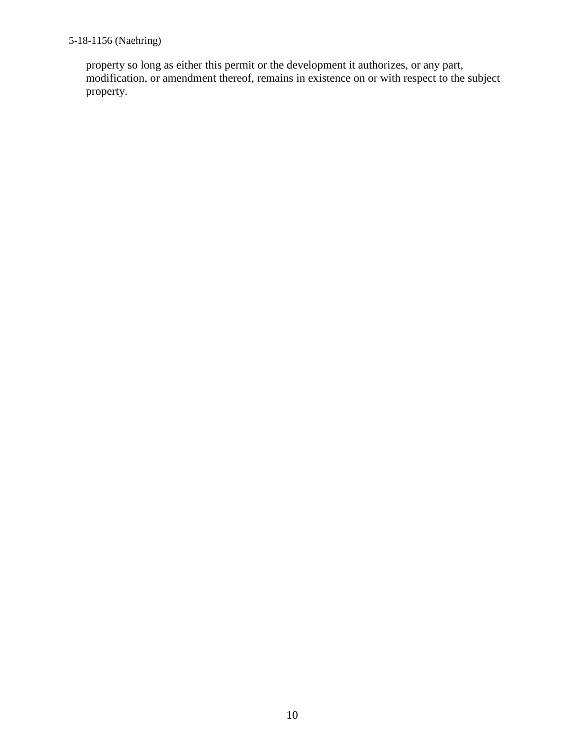property so long as either this permit or the development it authorizes, or any part, modification, or amendment thereof, remains in existence on or with respect to the subject property.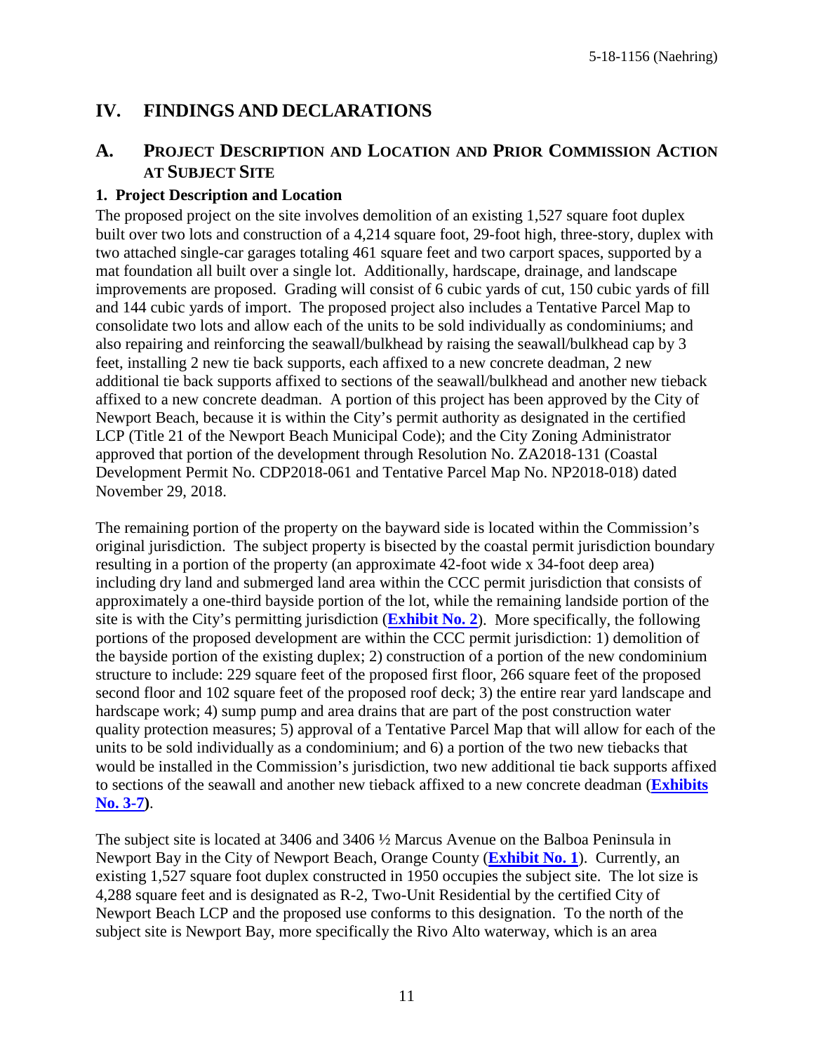# IV. FINDINGS AND DECLARATIONS

## A. PROJECT DESCRIPTION AND LOCATION AND PRIOR COMMISSION ACTION AT SUBJECT SITE

### 1. Project Description and Location

The proposed project on the site involves demolition of an existing 1,527 square foot duplex built over two lots and construction of a 4,214 square foot, 29-foot high, three-story, duplex with two attached single-car garages totaling 461 square feet and two carport spaces, supported by a mat foundation all built over a single lot. Additionally, hardscape, drainage, and landscape improvements are proposed. Grading will consist of 6 cubic yards of cut, 150 cubic yards of fill and 144 cubic yards of import. The proposed project also includes a Tentative Parcel Map to consolidate two lots and allow each of the units to be sold individually as condominiums; and also repairing and reinforcing the seawall/bulkhead by raising the seawall/bulkhead cap by 3 feet, installing 2 new tie back supports, each affixed to a new concrete deadman, 2 new additional tie back supports affixed to sections of the seawall/bulkhead and another new tieback affixed to a new concrete deadman. A portion of this project has been approved by the City of Newport Beach, because it is within the City's permit authority as designated in the certified LCP (Title 21 of the Newport Beach Municipal Code); and the City Zoning Administrator approved that portion of the development through Resolution No. ZA2018-131 (Coastal Development Permit No. CDP2018-061 and Tentative Parcel Map No. NP2018-018) dated November 29, 2018.

The remaining portion of the property on the bayward side is located within the Commission's original jurisdiction. The subject property is bisected by the coastal permit jurisdiction boundary resulting in a portion of the property (an approximate 42-foot wide x 34-foot deep area) including dry land and submerged land area within the CCC permit jurisdiction that consists of approximately a one-third bayside portion of the lot, while the remaining landside portion of the site is with the City's permitting jurisdiction (**Exhibit No. 2**). More specifically, the following portions of the proposed development are within the CCC permit jurisdiction: 1) demolition of the bayside portion of the existing duplex; 2) construction of a portion of the new condominium structure to include: 229 square feet of the proposed first floor, 266 square feet of the proposed second floor and 102 square feet of the proposed roof deck; 3) the entire rear yard landscape and hardscape work; 4) sump pump and area drains that are part of the post construction water quality protection measures; 5) approval of a Tentative Parcel Map that will allow for each of the units to be sold individually as a condominium; and 6) a portion of the two new tiebacks that would be installed in the Commission's jurisdiction, two new additional tie back supports affixed to sections of the seawall and another new tieback affixed to a new concrete deadman (**Exhibits No. 3-7**).

The subject site is located at 3406 and 3406 ½ Marcus Avenue on the Balboa Peninsula in Newport Bay in the City of Newport Beach, Orange County (**Exhibit No. 1**). Currently, an existing 1,527 square foot duplex constructed in 1950 occupies the subject site. The lot size is 4,288 square feet and is designated as R-2, Two-Unit Residential by the certified City of Newport Beach LCP and the proposed use conforms to this designation. To the north of the subject site is Newport Bay, more specifically the Rivo Alto waterway, which is an area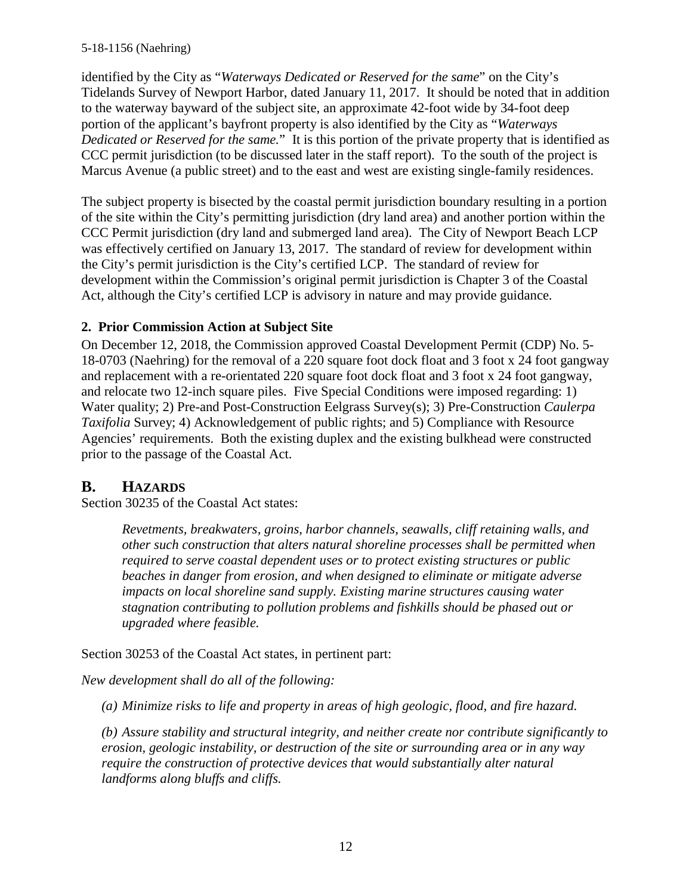identified by the City as "*Waterways Dedicated or Reserved for the same*" on the City's Tidelands Survey of Newport Harbor, dated January 11, 2017. It should be noted that in addition to the waterway bayward of the subject site, an approximate 42-foot wide by 34-foot deep portion of the applicant's bayfront property is also identified by the City as "*Waterways Dedicated or Reserved for the same.*" It is this portion of the private property that is identified as CCC permit jurisdiction (to be discussed later in the staff report). To the south of the project is Marcus Avenue (a public street) and to the east and west are existing single-family residences.

The subject property is bisected by the coastal permit jurisdiction boundary resulting in a portion of the site within the City's permitting jurisdiction (dry land area) and another portion within the CCC Permit jurisdiction (dry land and submerged land area). The City of Newport Beach LCP was effectively certified on January 13, 2017. The standard of review for development within the City's permit jurisdiction is the City's certified LCP. The standard of review for development within the Commission's original permit jurisdiction is Chapter 3 of the Coastal Act, although the City's certified LCP is advisory in nature and may provide guidance.

### 2. Prior Commission Action at Subject Site

On December 12, 2018, the Commission approved Coastal Development Permit (CDP) No. 5-18-0703 (Naehring) for the removal of a 220 square foot dock float and 3 foot x 24 foot gangway and replacement with a re-orientated 220 square foot dock float and 3 foot x 24 foot gangway, and relocate two 12-inch square piles. Five Special Conditions were imposed regarding: 1) Water quality; 2) Pre-and Post-Construction Eelgrass Survey(s); 3) Pre-Construction *Caulerpa Taxifolia* Survey; 4) Acknowledgement of public rights; and 5) Compliance with Resource Agencies' requirements. Both the existing duplex and the existing bulkhead were constructed prior to the passage of the Coastal Act.

## B. HAZARDS

Section 30235 of the Coastal Act states:

> *Revetments, breakwaters, groins, harbor channels, seawalls, cliff retaining walls, and other such construction that alters natural shoreline processes shall be permitted when required to serve coastal dependent uses or to protect existing structures or public beaches in danger from erosion, and when designed to eliminate or mitigate adverse impacts on local shoreline sand supply. Existing marine structures causing water stagnation contributing to pollution problems and fishkills should be phased out or upgraded where feasible.*

Section 30253 of the Coastal Act states, in pertinent part:

*New development shall do all of the following:*

> *(a) Minimize risks to life and property in areas of high geologic, flood, and fire hazard.*
>
> *(b) Assure stability and structural integrity, and neither create nor contribute significantly to erosion, geologic instability, or destruction of the site or surrounding area or in any way require the construction of protective devices that would substantially alter natural landforms along bluffs and cliffs.*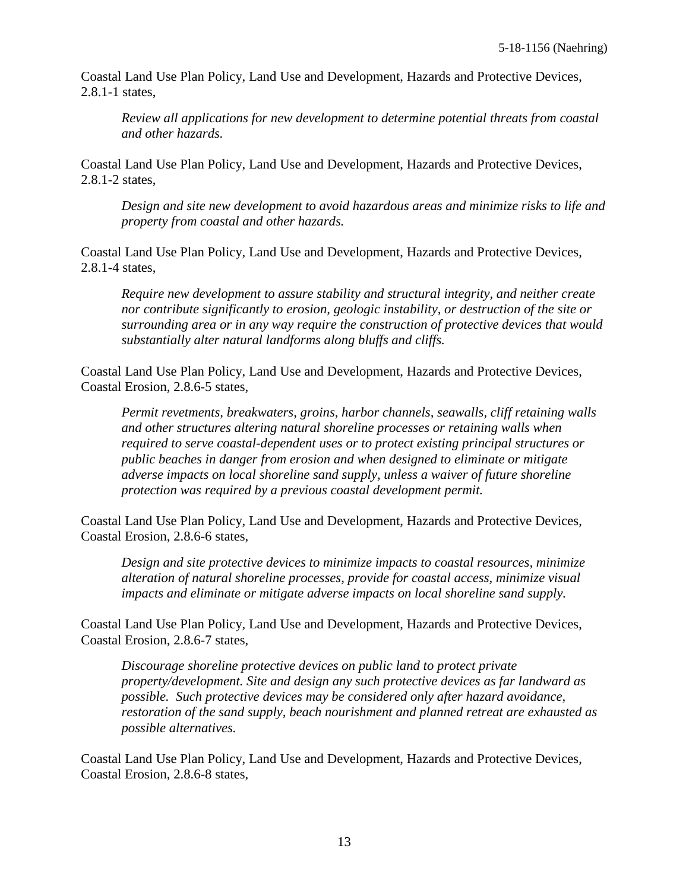Coastal Land Use Plan Policy, Land Use and Development, Hazards and Protective Devices, 2.8.1-1 states,

> *Review all applications for new development to determine potential threats from coastal and other hazards.*

Coastal Land Use Plan Policy, Land Use and Development, Hazards and Protective Devices, 2.8.1-2 states,

> *Design and site new development to avoid hazardous areas and minimize risks to life and property from coastal and other hazards.*

Coastal Land Use Plan Policy, Land Use and Development, Hazards and Protective Devices, 2.8.1-4 states,

> *Require new development to assure stability and structural integrity, and neither create nor contribute significantly to erosion, geologic instability, or destruction of the site or surrounding area or in any way require the construction of protective devices that would substantially alter natural landforms along bluffs and cliffs.*

Coastal Land Use Plan Policy, Land Use and Development, Hazards and Protective Devices, Coastal Erosion, 2.8.6-5 states,

> *Permit revetments, breakwaters, groins, harbor channels, seawalls, cliff retaining walls and other structures altering natural shoreline processes or retaining walls when required to serve coastal-dependent uses or to protect existing principal structures or public beaches in danger from erosion and when designed to eliminate or mitigate adverse impacts on local shoreline sand supply, unless a waiver of future shoreline protection was required by a previous coastal development permit.*

Coastal Land Use Plan Policy, Land Use and Development, Hazards and Protective Devices, Coastal Erosion, 2.8.6-6 states,

> *Design and site protective devices to minimize impacts to coastal resources, minimize alteration of natural shoreline processes, provide for coastal access, minimize visual impacts and eliminate or mitigate adverse impacts on local shoreline sand supply.*

Coastal Land Use Plan Policy, Land Use and Development, Hazards and Protective Devices, Coastal Erosion, 2.8.6-7 states,

> *Discourage shoreline protective devices on public land to protect private property/development. Site and design any such protective devices as far landward as possible. Such protective devices may be considered only after hazard avoidance, restoration of the sand supply, beach nourishment and planned retreat are exhausted as possible alternatives.*

Coastal Land Use Plan Policy, Land Use and Development, Hazards and Protective Devices, Coastal Erosion, 2.8.6-8 states,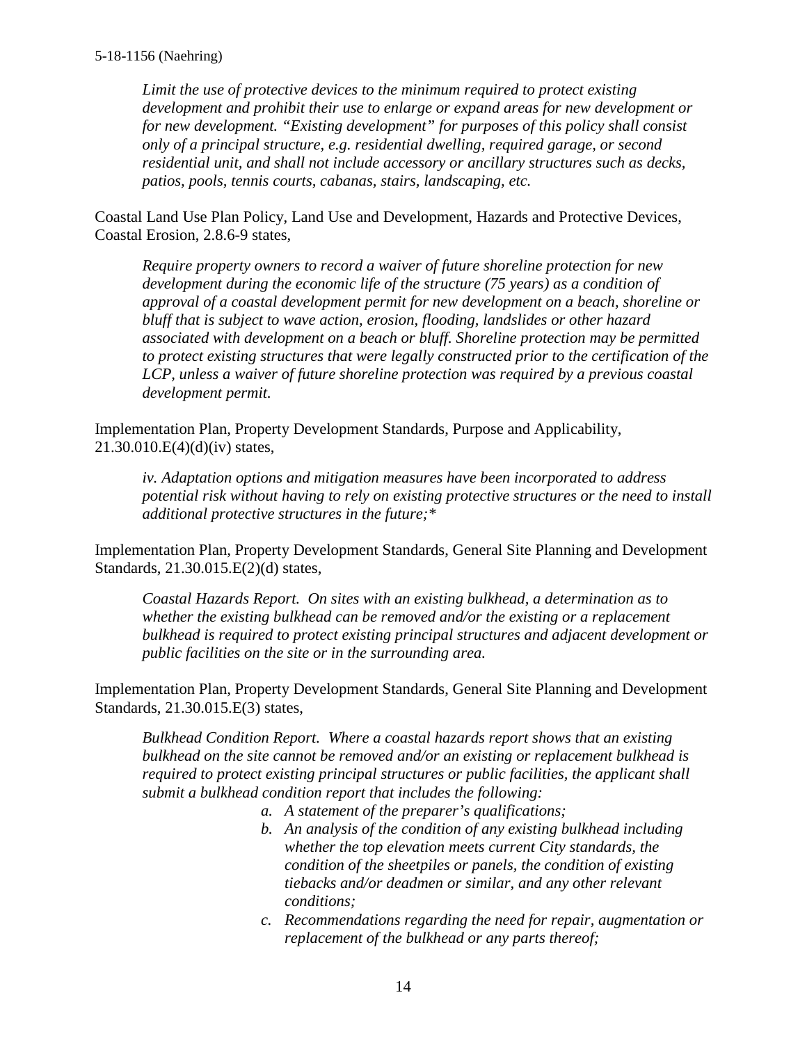*Limit the use of protective devices to the minimum required to protect existing development and prohibit their use to enlarge or expand areas for new development or for new development. "Existing development" for purposes of this policy shall consist only of a principal structure, e.g. residential dwelling, required garage, or second residential unit, and shall not include accessory or ancillary structures such as decks, patios, pools, tennis courts, cabanas, stairs, landscaping, etc.*

Coastal Land Use Plan Policy, Land Use and Development, Hazards and Protective Devices, Coastal Erosion, 2.8.6-9 states,

> *Require property owners to record a waiver of future shoreline protection for new development during the economic life of the structure (75 years) as a condition of approval of a coastal development permit for new development on a beach, shoreline or bluff that is subject to wave action, erosion, flooding, landslides or other hazard associated with development on a beach or bluff. Shoreline protection may be permitted to protect existing structures that were legally constructed prior to the certification of the LCP, unless a waiver of future shoreline protection was required by a previous coastal development permit.*

Implementation Plan, Property Development Standards, Purpose and Applicability, 21.30.010.E(4)(d)(iv) states,

> *iv. Adaptation options and mitigation measures have been incorporated to address potential risk without having to rely on existing protective structures or the need to install additional protective structures in the future;**

Implementation Plan, Property Development Standards, General Site Planning and Development Standards, 21.30.015.E(2)(d) states,

> *Coastal Hazards Report. On sites with an existing bulkhead, a determination as to whether the existing bulkhead can be removed and/or the existing or a replacement bulkhead is required to protect existing principal structures and adjacent development or public facilities on the site or in the surrounding area.*

Implementation Plan, Property Development Standards, General Site Planning and Development Standards, 21.30.015.E(3) states,

> *Bulkhead Condition Report. Where a coastal hazards report shows that an existing bulkhead on the site cannot be removed and/or an existing or replacement bulkhead is required to protect existing principal structures or public facilities, the applicant shall submit a bulkhead condition report that includes the following:*
>
> *a. A statement of the preparer's qualifications;*
>
> *b. An analysis of the condition of any existing bulkhead including whether the top elevation meets current City standards, the condition of the sheetpiles or panels, the condition of existing tiebacks and/or deadmen or similar, and any other relevant conditions;*
>
> *c. Recommendations regarding the need for repair, augmentation or replacement of the bulkhead or any parts thereof;*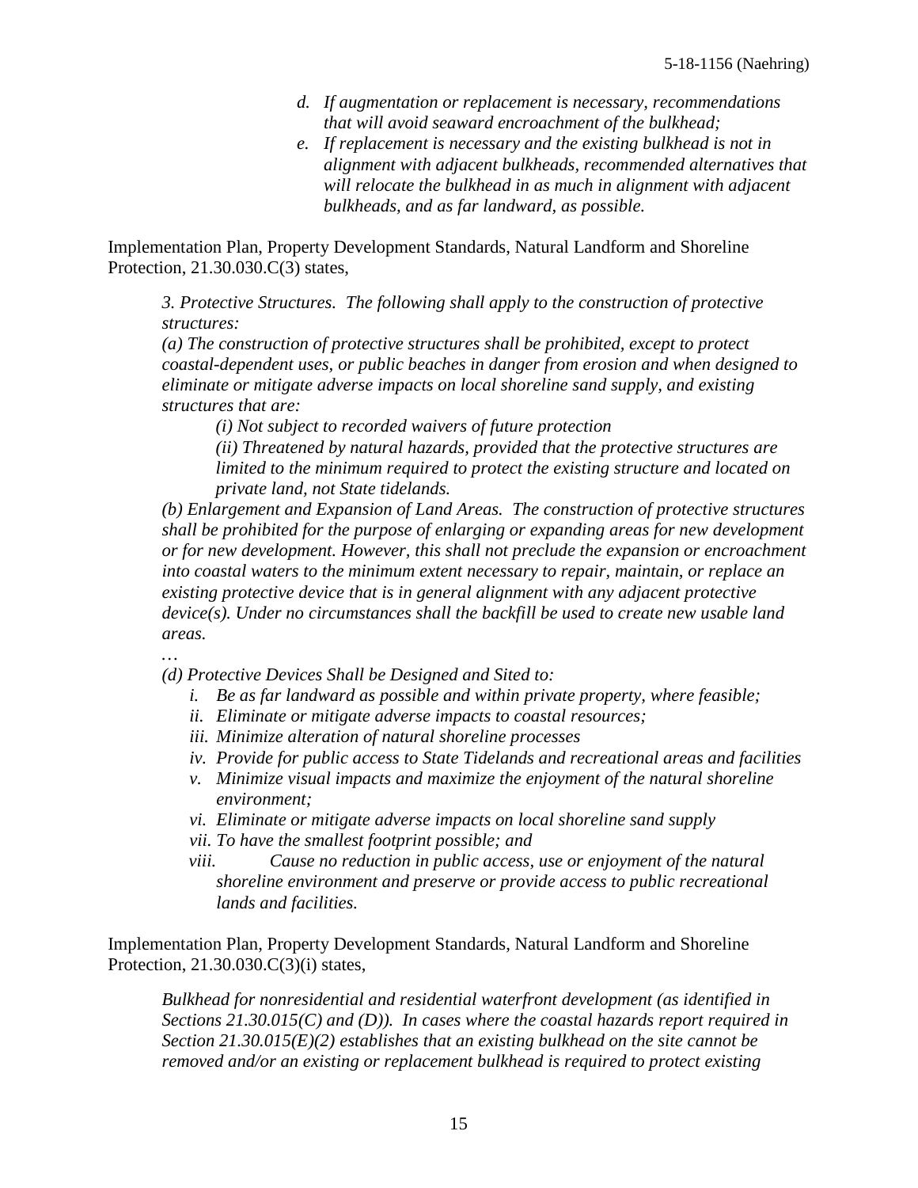*d. If augmentation or replacement is necessary, recommendations that will avoid seaward encroachment of the bulkhead;*

*e. If replacement is necessary and the existing bulkhead is not in alignment with adjacent bulkheads, recommended alternatives that will relocate the bulkhead in as much in alignment with adjacent bulkheads, and as far landward, as possible.*

Implementation Plan, Property Development Standards, Natural Landform and Shoreline Protection, 21.30.030.C(3) states,

> *3. Protective Structures. The following shall apply to the construction of protective structures:*
>
> *(a) The construction of protective structures shall be prohibited, except to protect coastal-dependent uses, or public beaches in danger from erosion and when designed to eliminate or mitigate adverse impacts on local shoreline sand supply, and existing structures that are:*
>
> *(i) Not subject to recorded waivers of future protection*
>
> *(ii) Threatened by natural hazards, provided that the protective structures are limited to the minimum required to protect the existing structure and located on private land, not State tidelands.*
>
> *(b) Enlargement and Expansion of Land Areas. The construction of protective structures shall be prohibited for the purpose of enlarging or expanding areas for new development or for new development. However, this shall not preclude the expansion or encroachment into coastal waters to the minimum extent necessary to repair, maintain, or replace an existing protective device that is in general alignment with any adjacent protective device(s). Under no circumstances shall the backfill be used to create new usable land areas.*
>
> *…*
>
> *(d) Protective Devices Shall be Designed and Sited to:*
>
> *i. Be as far landward as possible and within private property, where feasible;*
> *ii. Eliminate or mitigate adverse impacts to coastal resources;*
> *iii. Minimize alteration of natural shoreline processes*
> *iv. Provide for public access to State Tidelands and recreational areas and facilities*
> *v. Minimize visual impacts and maximize the enjoyment of the natural shoreline environment;*
> *vi. Eliminate or mitigate adverse impacts on local shoreline sand supply*
> *vii. To have the smallest footprint possible; and*
> *viii. Cause no reduction in public access, use or enjoyment of the natural shoreline environment and preserve or provide access to public recreational lands and facilities.*

Implementation Plan, Property Development Standards, Natural Landform and Shoreline Protection, 21.30.030.C(3)(i) states,

> *Bulkhead for nonresidential and residential waterfront development (as identified in Sections 21.30.015(C) and (D)). In cases where the coastal hazards report required in Section 21.30.015(E)(2) establishes that an existing bulkhead on the site cannot be removed and/or an existing or replacement bulkhead is required to protect existing*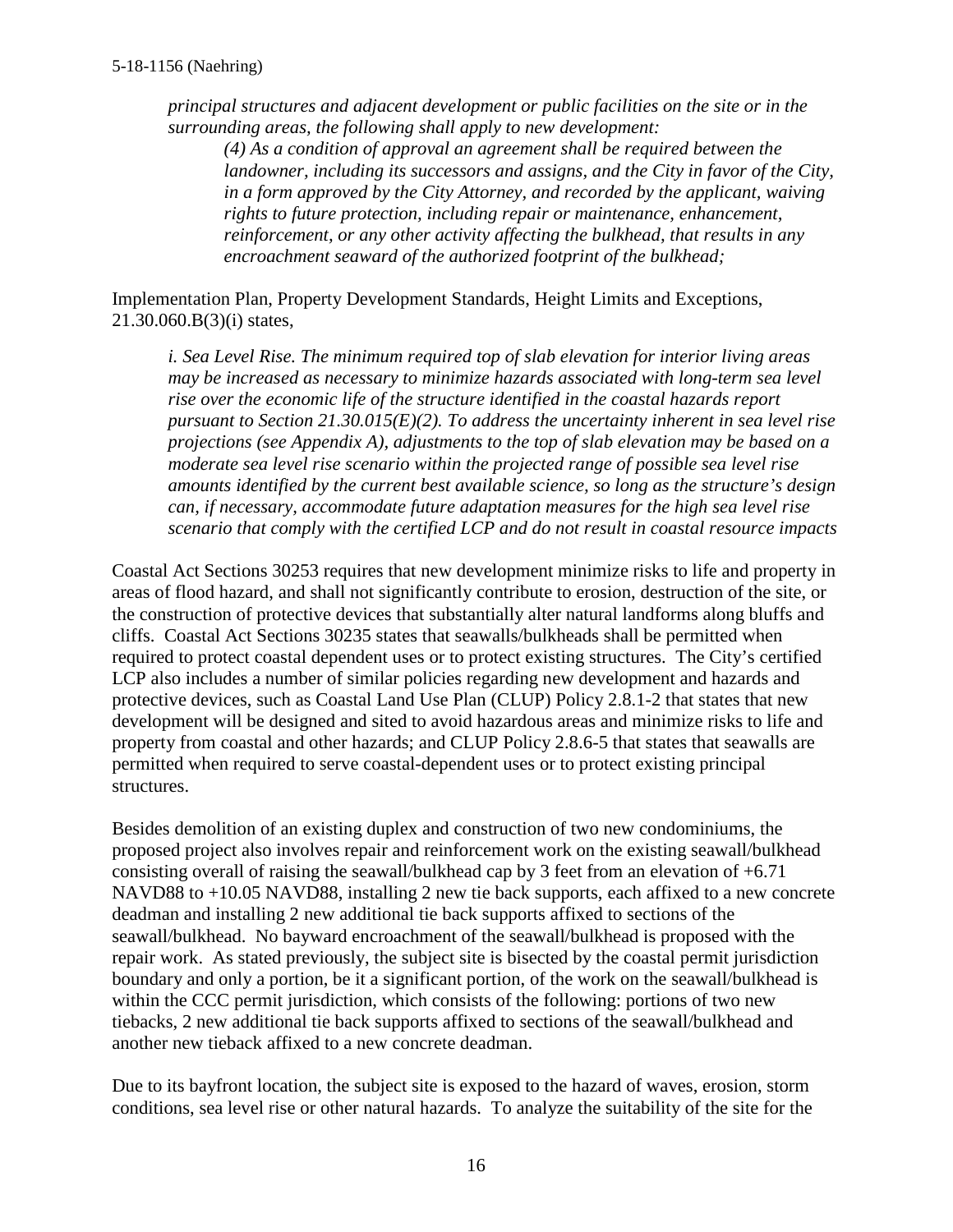*principal structures and adjacent development or public facilities on the site or in the surrounding areas, the following shall apply to new development:*

> *(4) As a condition of approval an agreement shall be required between the landowner, including its successors and assigns, and the City in favor of the City, in a form approved by the City Attorney, and recorded by the applicant, waiving rights to future protection, including repair or maintenance, enhancement, reinforcement, or any other activity affecting the bulkhead, that results in any encroachment seaward of the authorized footprint of the bulkhead;*

Implementation Plan, Property Development Standards, Height Limits and Exceptions, 21.30.060.B(3)(i) states,

> *i. Sea Level Rise. The minimum required top of slab elevation for interior living areas may be increased as necessary to minimize hazards associated with long-term sea level rise over the economic life of the structure identified in the coastal hazards report pursuant to Section 21.30.015(E)(2). To address the uncertainty inherent in sea level rise projections (see Appendix A), adjustments to the top of slab elevation may be based on a moderate sea level rise scenario within the projected range of possible sea level rise amounts identified by the current best available science, so long as the structure's design can, if necessary, accommodate future adaptation measures for the high sea level rise scenario that comply with the certified LCP and do not result in coastal resource impacts*

Coastal Act Sections 30253 requires that new development minimize risks to life and property in areas of flood hazard, and shall not significantly contribute to erosion, destruction of the site, or the construction of protective devices that substantially alter natural landforms along bluffs and cliffs. Coastal Act Sections 30235 states that seawalls/bulkheads shall be permitted when required to protect coastal dependent uses or to protect existing structures. The City's certified LCP also includes a number of similar policies regarding new development and hazards and protective devices, such as Coastal Land Use Plan (CLUP) Policy 2.8.1-2 that states that new development will be designed and sited to avoid hazardous areas and minimize risks to life and property from coastal and other hazards; and CLUP Policy 2.8.6-5 that states that seawalls are permitted when required to serve coastal-dependent uses or to protect existing principal structures.

Besides demolition of an existing duplex and construction of two new condominiums, the proposed project also involves repair and reinforcement work on the existing seawall/bulkhead consisting overall of raising the seawall/bulkhead cap by 3 feet from an elevation of +6.71 NAVD88 to +10.05 NAVD88, installing 2 new tie back supports, each affixed to a new concrete deadman and installing 2 new additional tie back supports affixed to sections of the seawall/bulkhead. No bayward encroachment of the seawall/bulkhead is proposed with the repair work. As stated previously, the subject site is bisected by the coastal permit jurisdiction boundary and only a portion, be it a significant portion, of the work on the seawall/bulkhead is within the CCC permit jurisdiction, which consists of the following: portions of two new tiebacks, 2 new additional tie back supports affixed to sections of the seawall/bulkhead and another new tieback affixed to a new concrete deadman.

Due to its bayfront location, the subject site is exposed to the hazard of waves, erosion, storm conditions, sea level rise or other natural hazards. To analyze the suitability of the site for the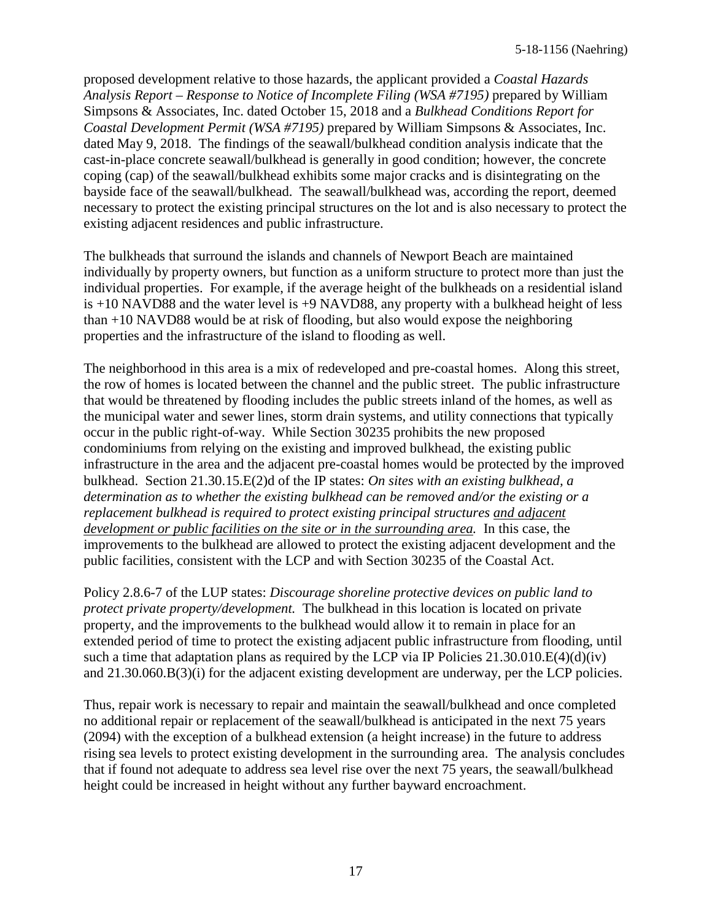proposed development relative to those hazards, the applicant provided a *Coastal Hazards Analysis Report – Response to Notice of Incomplete Filing (WSA #7195)* prepared by William Simpsons & Associates, Inc. dated October 15, 2018 and a *Bulkhead Conditions Report for Coastal Development Permit (WSA #7195)* prepared by William Simpsons & Associates, Inc. dated May 9, 2018. The findings of the seawall/bulkhead condition analysis indicate that the cast-in-place concrete seawall/bulkhead is generally in good condition; however, the concrete coping (cap) of the seawall/bulkhead exhibits some major cracks and is disintegrating on the bayside face of the seawall/bulkhead. The seawall/bulkhead was, according the report, deemed necessary to protect the existing principal structures on the lot and is also necessary to protect the existing adjacent residences and public infrastructure.

The bulkheads that surround the islands and channels of Newport Beach are maintained individually by property owners, but function as a uniform structure to protect more than just the individual properties. For example, if the average height of the bulkheads on a residential island is +10 NAVD88 and the water level is +9 NAVD88, any property with a bulkhead height of less than +10 NAVD88 would be at risk of flooding, but also would expose the neighboring properties and the infrastructure of the island to flooding as well.

The neighborhood in this area is a mix of redeveloped and pre-coastal homes. Along this street, the row of homes is located between the channel and the public street. The public infrastructure that would be threatened by flooding includes the public streets inland of the homes, as well as the municipal water and sewer lines, storm drain systems, and utility connections that typically occur in the public right-of-way. While Section 30235 prohibits the new proposed condominiums from relying on the existing and improved bulkhead, the existing public infrastructure in the area and the adjacent pre-coastal homes would be protected by the improved bulkhead. Section 21.30.15.E(2)d of the IP states: *On sites with an existing bulkhead, a determination as to whether the existing bulkhead can be removed and/or the existing or a replacement bulkhead is required to protect existing principal structures <u>and adjacent development or public facilities on the site or in the surrounding area</u>.* In this case, the improvements to the bulkhead are allowed to protect the existing adjacent development and the public facilities, consistent with the LCP and with Section 30235 of the Coastal Act.

Policy 2.8.6-7 of the LUP states: *Discourage shoreline protective devices on public land to protect private property/development.* The bulkhead in this location is located on private property, and the improvements to the bulkhead would allow it to remain in place for an extended period of time to protect the existing adjacent public infrastructure from flooding, until such a time that adaptation plans as required by the LCP via IP Policies 21.30.010.E(4)(d)(iv) and 21.30.060.B(3)(i) for the adjacent existing development are underway, per the LCP policies.

Thus, repair work is necessary to repair and maintain the seawall/bulkhead and once completed no additional repair or replacement of the seawall/bulkhead is anticipated in the next 75 years (2094) with the exception of a bulkhead extension (a height increase) in the future to address rising sea levels to protect existing development in the surrounding area. The analysis concludes that if found not adequate to address sea level rise over the next 75 years, the seawall/bulkhead height could be increased in height without any further bayward encroachment.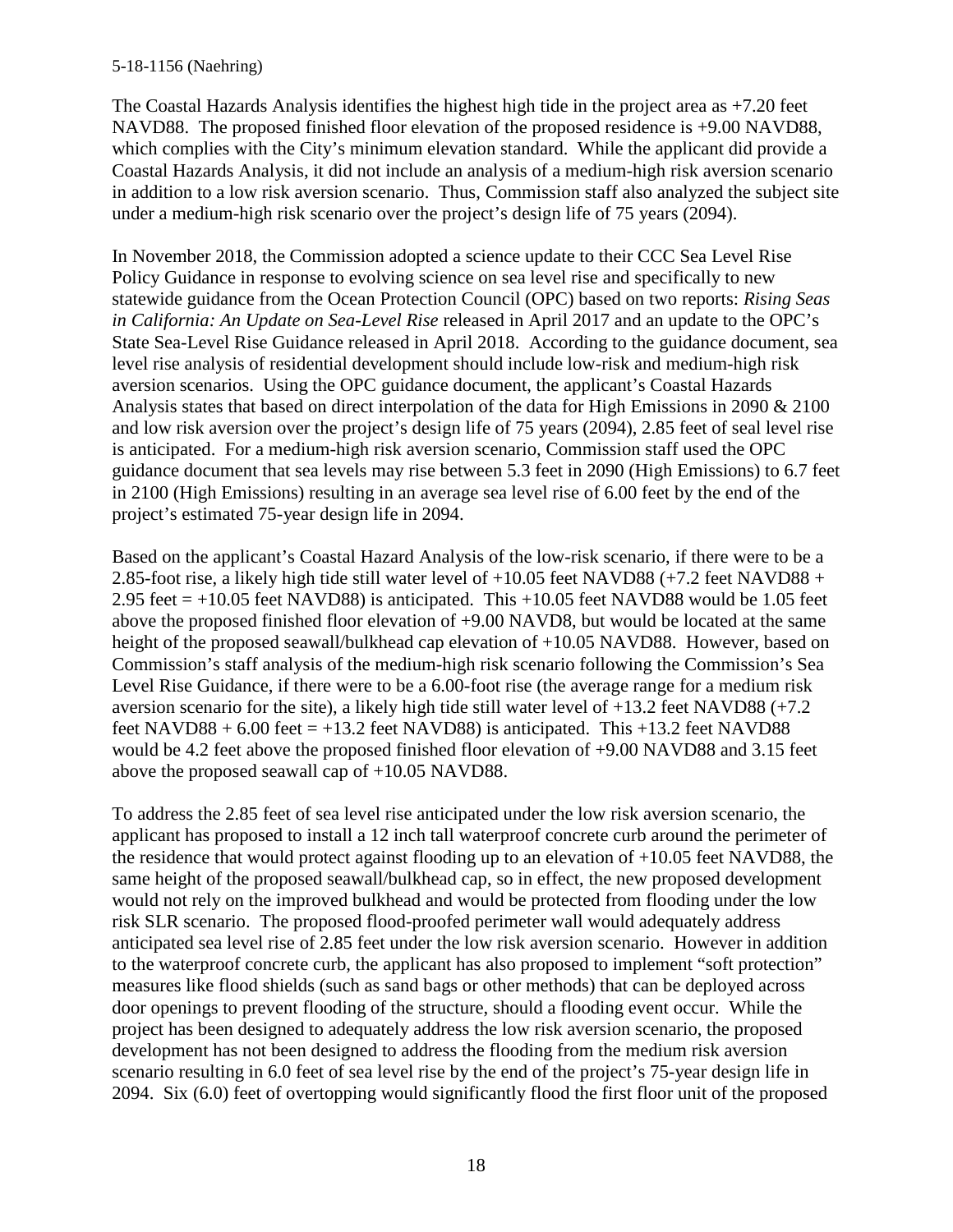The Coastal Hazards Analysis identifies the highest high tide in the project area as +7.20 feet NAVD88. The proposed finished floor elevation of the proposed residence is +9.00 NAVD88, which complies with the City's minimum elevation standard. While the applicant did provide a Coastal Hazards Analysis, it did not include an analysis of a medium-high risk aversion scenario in addition to a low risk aversion scenario. Thus, Commission staff also analyzed the subject site under a medium-high risk scenario over the project's design life of 75 years (2094).

In November 2018, the Commission adopted a science update to their CCC Sea Level Rise Policy Guidance in response to evolving science on sea level rise and specifically to new statewide guidance from the Ocean Protection Council (OPC) based on two reports: *Rising Seas in California: An Update on Sea-Level Rise* released in April 2017 and an update to the OPC's State Sea-Level Rise Guidance released in April 2018. According to the guidance document, sea level rise analysis of residential development should include low-risk and medium-high risk aversion scenarios. Using the OPC guidance document, the applicant's Coastal Hazards Analysis states that based on direct interpolation of the data for High Emissions in 2090 & 2100 and low risk aversion over the project's design life of 75 years (2094), 2.85 feet of seal level rise is anticipated. For a medium-high risk aversion scenario, Commission staff used the OPC guidance document that sea levels may rise between 5.3 feet in 2090 (High Emissions) to 6.7 feet in 2100 (High Emissions) resulting in an average sea level rise of 6.00 feet by the end of the project's estimated 75-year design life in 2094.

Based on the applicant's Coastal Hazard Analysis of the low-risk scenario, if there were to be a 2.85-foot rise, a likely high tide still water level of +10.05 feet NAVD88 (+7.2 feet NAVD88 + 2.95 feet = +10.05 feet NAVD88) is anticipated. This +10.05 feet NAVD88 would be 1.05 feet above the proposed finished floor elevation of +9.00 NAVD8, but would be located at the same height of the proposed seawall/bulkhead cap elevation of +10.05 NAVD88. However, based on Commission's staff analysis of the medium-high risk scenario following the Commission's Sea Level Rise Guidance, if there were to be a 6.00-foot rise (the average range for a medium risk aversion scenario for the site), a likely high tide still water level of +13.2 feet NAVD88 (+7.2 feet NAVD88 + 6.00 feet = +13.2 feet NAVD88) is anticipated. This +13.2 feet NAVD88 would be 4.2 feet above the proposed finished floor elevation of +9.00 NAVD88 and 3.15 feet above the proposed seawall cap of +10.05 NAVD88.

To address the 2.85 feet of sea level rise anticipated under the low risk aversion scenario, the applicant has proposed to install a 12 inch tall waterproof concrete curb around the perimeter of the residence that would protect against flooding up to an elevation of +10.05 feet NAVD88, the same height of the proposed seawall/bulkhead cap, so in effect, the new proposed development would not rely on the improved bulkhead and would be protected from flooding under the low risk SLR scenario. The proposed flood-proofed perimeter wall would adequately address anticipated sea level rise of 2.85 feet under the low risk aversion scenario. However in addition to the waterproof concrete curb, the applicant has also proposed to implement "soft protection" measures like flood shields (such as sand bags or other methods) that can be deployed across door openings to prevent flooding of the structure, should a flooding event occur. While the project has been designed to adequately address the low risk aversion scenario, the proposed development has not been designed to address the flooding from the medium risk aversion scenario resulting in 6.0 feet of sea level rise by the end of the project's 75-year design life in 2094. Six (6.0) feet of overtopping would significantly flood the first floor unit of the proposed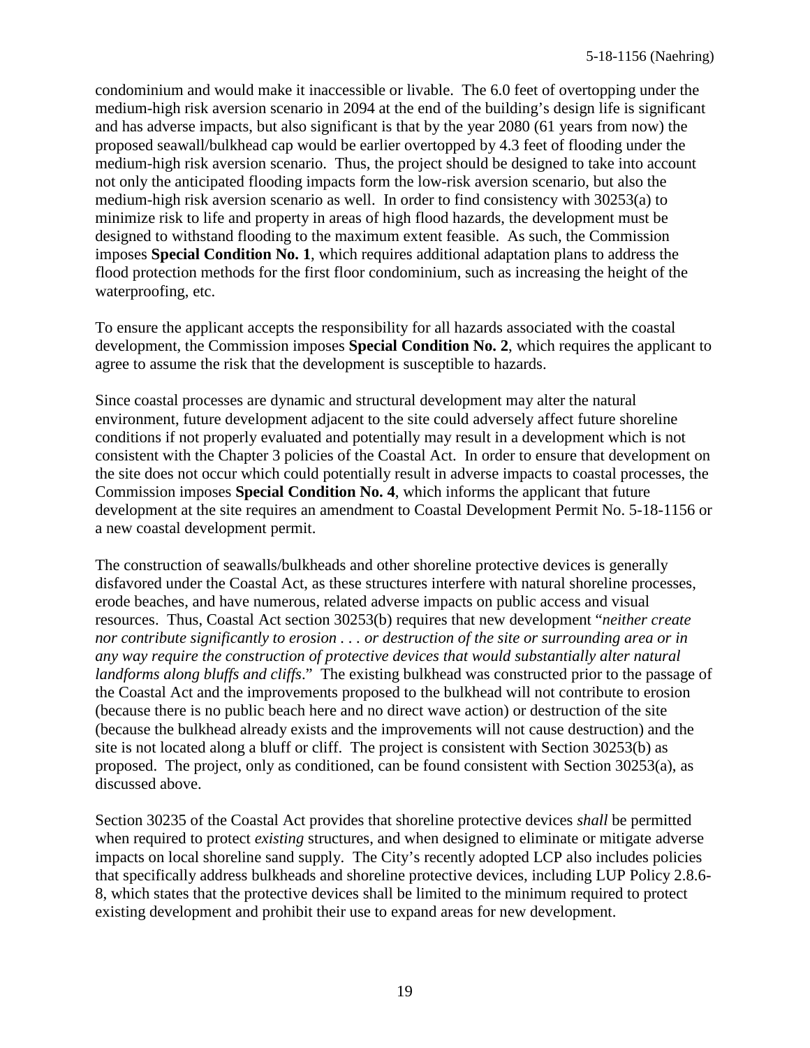condominium and would make it inaccessible or livable. The 6.0 feet of overtopping under the medium-high risk aversion scenario in 2094 at the end of the building's design life is significant and has adverse impacts, but also significant is that by the year 2080 (61 years from now) the proposed seawall/bulkhead cap would be earlier overtopped by 4.3 feet of flooding under the medium-high risk aversion scenario. Thus, the project should be designed to take into account not only the anticipated flooding impacts form the low-risk aversion scenario, but also the medium-high risk aversion scenario as well. In order to find consistency with 30253(a) to minimize risk to life and property in areas of high flood hazards, the development must be designed to withstand flooding to the maximum extent feasible. As such, the Commission imposes **Special Condition No. 1**, which requires additional adaptation plans to address the flood protection methods for the first floor condominium, such as increasing the height of the waterproofing, etc.

To ensure the applicant accepts the responsibility for all hazards associated with the coastal development, the Commission imposes **Special Condition No. 2**, which requires the applicant to agree to assume the risk that the development is susceptible to hazards.

Since coastal processes are dynamic and structural development may alter the natural environment, future development adjacent to the site could adversely affect future shoreline conditions if not properly evaluated and potentially may result in a development which is not consistent with the Chapter 3 policies of the Coastal Act. In order to ensure that development on the site does not occur which could potentially result in adverse impacts to coastal processes, the Commission imposes **Special Condition No. 4**, which informs the applicant that future development at the site requires an amendment to Coastal Development Permit No. 5-18-1156 or a new coastal development permit.

The construction of seawalls/bulkheads and other shoreline protective devices is generally disfavored under the Coastal Act, as these structures interfere with natural shoreline processes, erode beaches, and have numerous, related adverse impacts on public access and visual resources. Thus, Coastal Act section 30253(b) requires that new development "*neither create nor contribute significantly to erosion . . . or destruction of the site or surrounding area or in any way require the construction of protective devices that would substantially alter natural landforms along bluffs and cliffs*." The existing bulkhead was constructed prior to the passage of the Coastal Act and the improvements proposed to the bulkhead will not contribute to erosion (because there is no public beach here and no direct wave action) or destruction of the site (because the bulkhead already exists and the improvements will not cause destruction) and the site is not located along a bluff or cliff. The project is consistent with Section 30253(b) as proposed. The project, only as conditioned, can be found consistent with Section 30253(a), as discussed above.

Section 30235 of the Coastal Act provides that shoreline protective devices *shall* be permitted when required to protect *existing* structures, and when designed to eliminate or mitigate adverse impacts on local shoreline sand supply. The City's recently adopted LCP also includes policies that specifically address bulkheads and shoreline protective devices, including LUP Policy 2.8.6-8, which states that the protective devices shall be limited to the minimum required to protect existing development and prohibit their use to expand areas for new development.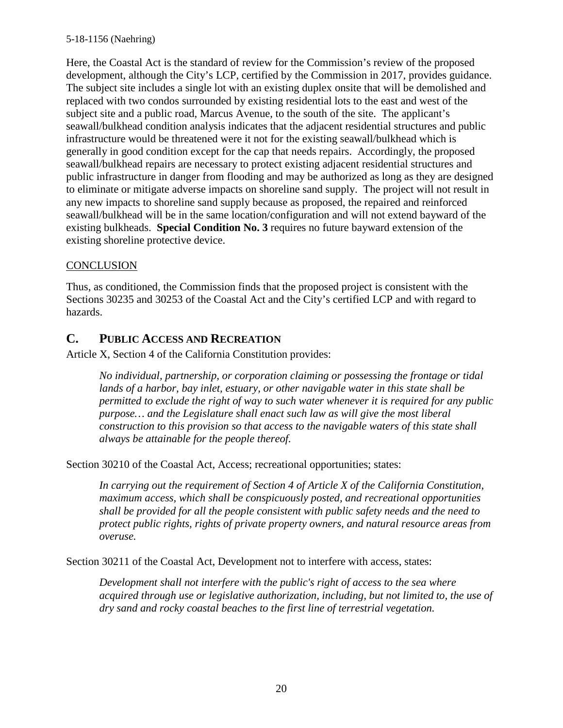Here, the Coastal Act is the standard of review for the Commission's review of the proposed development, although the City's LCP, certified by the Commission in 2017, provides guidance. The subject site includes a single lot with an existing duplex onsite that will be demolished and replaced with two condos surrounded by existing residential lots to the east and west of the subject site and a public road, Marcus Avenue, to the south of the site. The applicant's seawall/bulkhead condition analysis indicates that the adjacent residential structures and public infrastructure would be threatened were it not for the existing seawall/bulkhead which is generally in good condition except for the cap that needs repairs. Accordingly, the proposed seawall/bulkhead repairs are necessary to protect existing adjacent residential structures and public infrastructure in danger from flooding and may be authorized as long as they are designed to eliminate or mitigate adverse impacts on shoreline sand supply. The project will not result in any new impacts to shoreline sand supply because as proposed, the repaired and reinforced seawall/bulkhead will be in the same location/configuration and will not extend bayward of the existing bulkheads. **Special Condition No. 3** requires no future bayward extension of the existing shoreline protective device.

<u>CONCLUSION</u>

Thus, as conditioned, the Commission finds that the proposed project is consistent with the Sections 30235 and 30253 of the Coastal Act and the City's certified LCP and with regard to hazards.

## C. PUBLIC ACCESS AND RECREATION

Article X, Section 4 of the California Constitution provides:

> *No individual, partnership, or corporation claiming or possessing the frontage or tidal lands of a harbor, bay inlet, estuary, or other navigable water in this state shall be permitted to exclude the right of way to such water whenever it is required for any public purpose… and the Legislature shall enact such law as will give the most liberal construction to this provision so that access to the navigable waters of this state shall always be attainable for the people thereof.*

Section 30210 of the Coastal Act, Access; recreational opportunities; states:

> *In carrying out the requirement of Section 4 of Article X of the California Constitution, maximum access, which shall be conspicuously posted, and recreational opportunities shall be provided for all the people consistent with public safety needs and the need to protect public rights, rights of private property owners, and natural resource areas from overuse.*

Section 30211 of the Coastal Act, Development not to interfere with access, states:

> *Development shall not interfere with the public's right of access to the sea where acquired through use or legislative authorization, including, but not limited to, the use of dry sand and rocky coastal beaches to the first line of terrestrial vegetation.*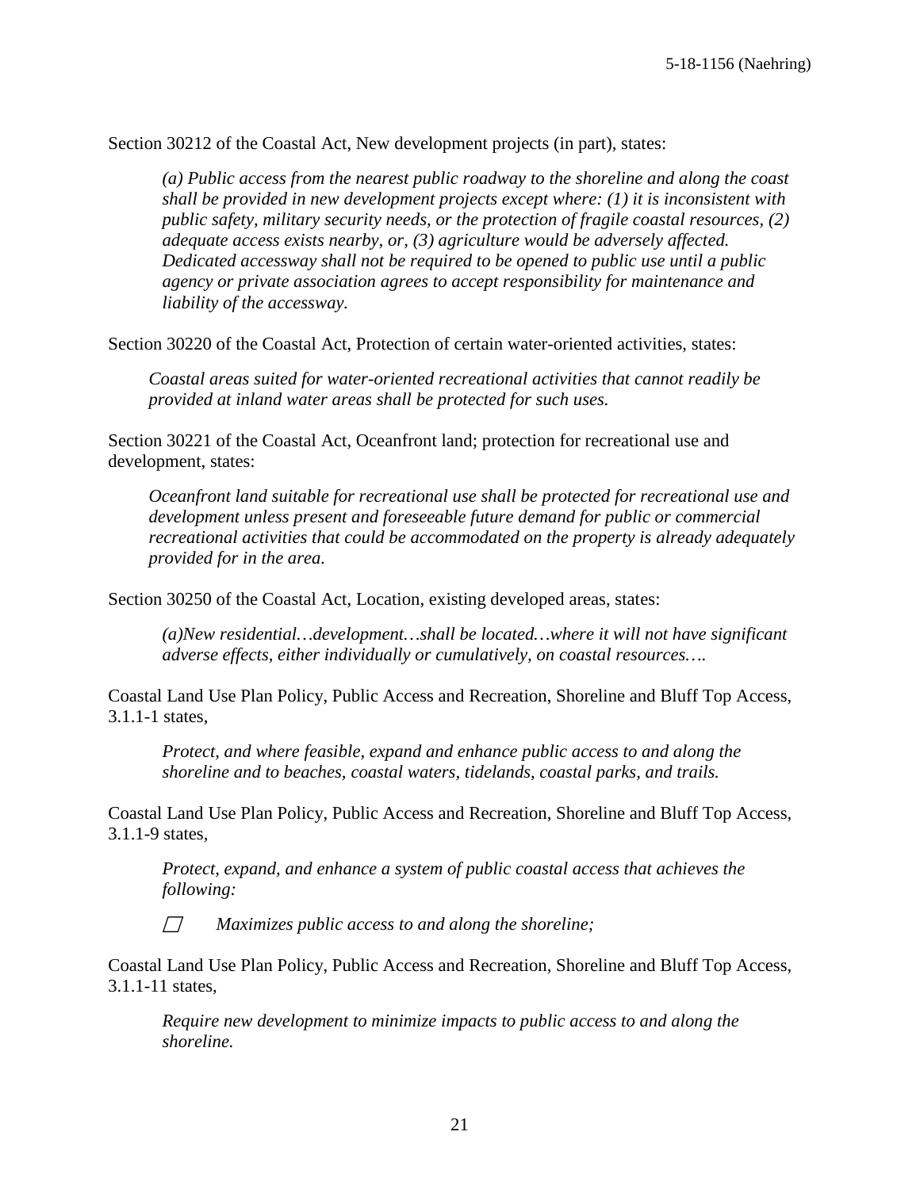Section 30212 of the Coastal Act, New development projects (in part), states:

> *(a) Public access from the nearest public roadway to the shoreline and along the coast shall be provided in new development projects except where: (1) it is inconsistent with public safety, military security needs, or the protection of fragile coastal resources, (2) adequate access exists nearby, or, (3) agriculture would be adversely affected. Dedicated accessway shall not be required to be opened to public use until a public agency or private association agrees to accept responsibility for maintenance and liability of the accessway.*

Section 30220 of the Coastal Act, Protection of certain water-oriented activities, states:

> *Coastal areas suited for water-oriented recreational activities that cannot readily be provided at inland water areas shall be protected for such uses.*

Section 30221 of the Coastal Act, Oceanfront land; protection for recreational use and development, states:

> *Oceanfront land suitable for recreational use shall be protected for recreational use and development unless present and foreseeable future demand for public or commercial recreational activities that could be accommodated on the property is already adequately provided for in the area.*

Section 30250 of the Coastal Act, Location, existing developed areas, states:

> *(a)New residential…development…shall be located…where it will not have significant adverse effects, either individually or cumulatively, on coastal resources….*

Coastal Land Use Plan Policy, Public Access and Recreation, Shoreline and Bluff Top Access, 3.1.1-1 states,

> *Protect, and where feasible, expand and enhance public access to and along the shoreline and to beaches, coastal waters, tidelands, coastal parks, and trails.*

Coastal Land Use Plan Policy, Public Access and Recreation, Shoreline and Bluff Top Access, 3.1.1-9 states,

> *Protect, expand, and enhance a system of public coastal access that achieves the following:*
>
> - *Maximizes public access to and along the shoreline;*

Coastal Land Use Plan Policy, Public Access and Recreation, Shoreline and Bluff Top Access, 3.1.1-11 states,

> *Require new development to minimize impacts to public access to and along the shoreline.*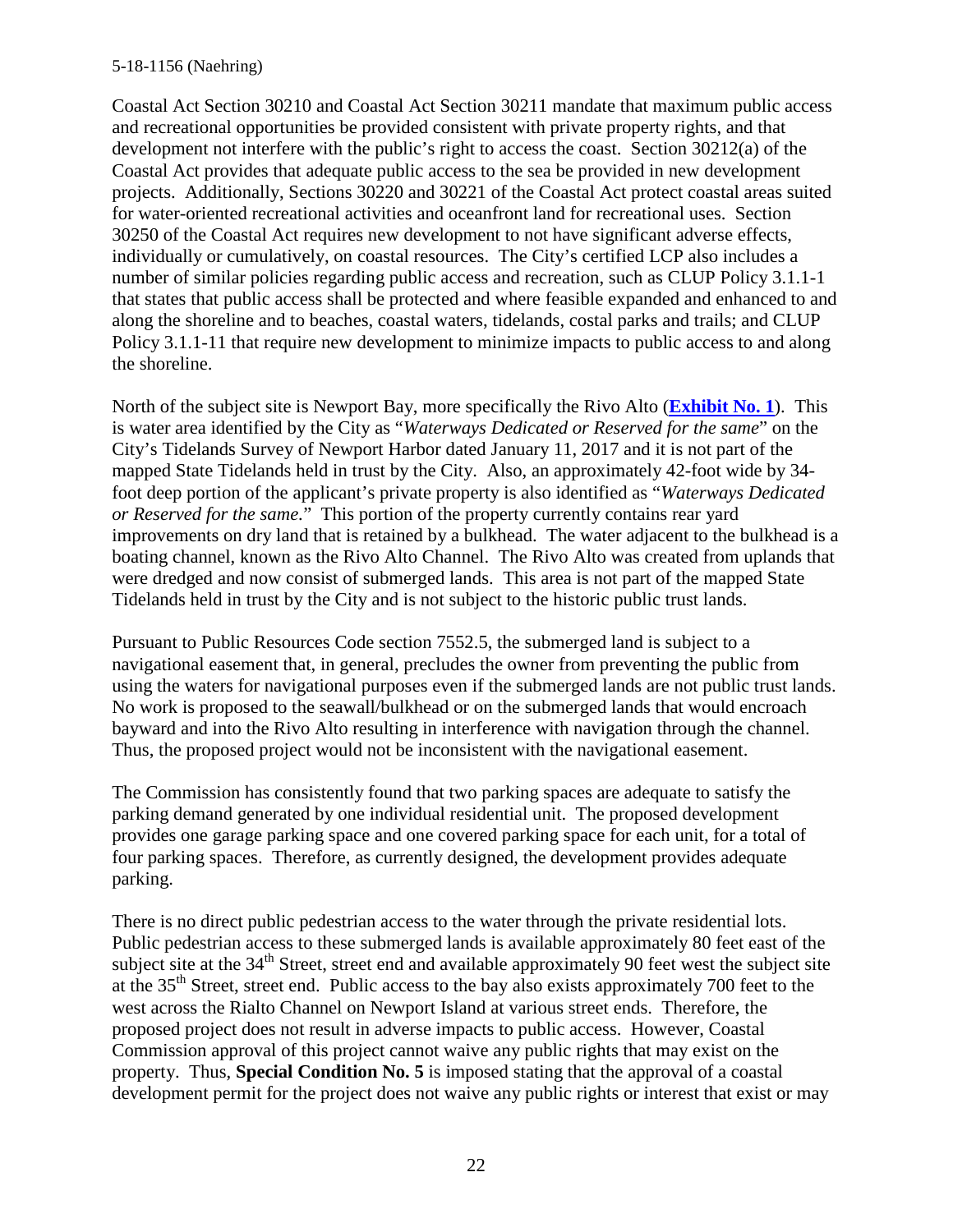Coastal Act Section 30210 and Coastal Act Section 30211 mandate that maximum public access and recreational opportunities be provided consistent with private property rights, and that development not interfere with the public's right to access the coast. Section 30212(a) of the Coastal Act provides that adequate public access to the sea be provided in new development projects. Additionally, Sections 30220 and 30221 of the Coastal Act protect coastal areas suited for water-oriented recreational activities and oceanfront land for recreational uses. Section 30250 of the Coastal Act requires new development to not have significant adverse effects, individually or cumulatively, on coastal resources. The City's certified LCP also includes a number of similar policies regarding public access and recreation, such as CLUP Policy 3.1.1-1 that states that public access shall be protected and where feasible expanded and enhanced to and along the shoreline and to beaches, coastal waters, tidelands, costal parks and trails; and CLUP Policy 3.1.1-11 that require new development to minimize impacts to public access to and along the shoreline.

North of the subject site is Newport Bay, more specifically the Rivo Alto (**Exhibit No. 1**). This is water area identified by the City as "*Waterways Dedicated or Reserved for the same*" on the City's Tidelands Survey of Newport Harbor dated January 11, 2017 and it is not part of the mapped State Tidelands held in trust by the City. Also, an approximately 42-foot wide by 34-foot deep portion of the applicant's private property is also identified as "*Waterways Dedicated or Reserved for the same.*" This portion of the property currently contains rear yard improvements on dry land that is retained by a bulkhead. The water adjacent to the bulkhead is a boating channel, known as the Rivo Alto Channel. The Rivo Alto was created from uplands that were dredged and now consist of submerged lands. This area is not part of the mapped State Tidelands held in trust by the City and is not subject to the historic public trust lands.

Pursuant to Public Resources Code section 7552.5, the submerged land is subject to a navigational easement that, in general, precludes the owner from preventing the public from using the waters for navigational purposes even if the submerged lands are not public trust lands. No work is proposed to the seawall/bulkhead or on the submerged lands that would encroach bayward and into the Rivo Alto resulting in interference with navigation through the channel. Thus, the proposed project would not be inconsistent with the navigational easement.

The Commission has consistently found that two parking spaces are adequate to satisfy the parking demand generated by one individual residential unit. The proposed development provides one garage parking space and one covered parking space for each unit, for a total of four parking spaces. Therefore, as currently designed, the development provides adequate parking.

There is no direct public pedestrian access to the water through the private residential lots. Public pedestrian access to these submerged lands is available approximately 80 feet east of the subject site at the 34th Street, street end and available approximately 90 feet west the subject site at the 35th Street, street end. Public access to the bay also exists approximately 700 feet to the west across the Rialto Channel on Newport Island at various street ends. Therefore, the proposed project does not result in adverse impacts to public access. However, Coastal Commission approval of this project cannot waive any public rights that may exist on the property. Thus, **Special Condition No. 5** is imposed stating that the approval of a coastal development permit for the project does not waive any public rights or interest that exist or may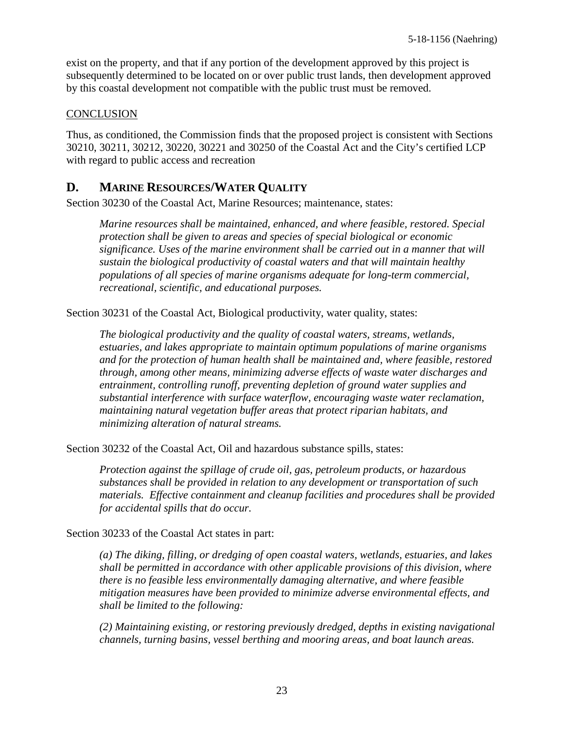exist on the property, and that if any portion of the development approved by this project is subsequently determined to be located on or over public trust lands, then development approved by this coastal development not compatible with the public trust must be removed.

CONCLUSION

Thus, as conditioned, the Commission finds that the proposed project is consistent with Sections 30210, 30211, 30212, 30220, 30221 and 30250 of the Coastal Act and the City's certified LCP with regard to public access and recreation

## D. MARINE RESOURCES/WATER QUALITY

Section 30230 of the Coastal Act, Marine Resources; maintenance, states:

> *Marine resources shall be maintained, enhanced, and where feasible, restored. Special protection shall be given to areas and species of special biological or economic significance. Uses of the marine environment shall be carried out in a manner that will sustain the biological productivity of coastal waters and that will maintain healthy populations of all species of marine organisms adequate for long-term commercial, recreational, scientific, and educational purposes.*

Section 30231 of the Coastal Act, Biological productivity, water quality, states:

> *The biological productivity and the quality of coastal waters, streams, wetlands, estuaries, and lakes appropriate to maintain optimum populations of marine organisms and for the protection of human health shall be maintained and, where feasible, restored through, among other means, minimizing adverse effects of waste water discharges and entrainment, controlling runoff, preventing depletion of ground water supplies and substantial interference with surface waterflow, encouraging waste water reclamation, maintaining natural vegetation buffer areas that protect riparian habitats, and minimizing alteration of natural streams.*

Section 30232 of the Coastal Act, Oil and hazardous substance spills, states:

> *Protection against the spillage of crude oil, gas, petroleum products, or hazardous substances shall be provided in relation to any development or transportation of such materials. Effective containment and cleanup facilities and procedures shall be provided for accidental spills that do occur.*

Section 30233 of the Coastal Act states in part:

> *(a) The diking, filling, or dredging of open coastal waters, wetlands, estuaries, and lakes shall be permitted in accordance with other applicable provisions of this division, where there is no feasible less environmentally damaging alternative, and where feasible mitigation measures have been provided to minimize adverse environmental effects, and shall be limited to the following:*
>
> *(2) Maintaining existing, or restoring previously dredged, depths in existing navigational channels, turning basins, vessel berthing and mooring areas, and boat launch areas.*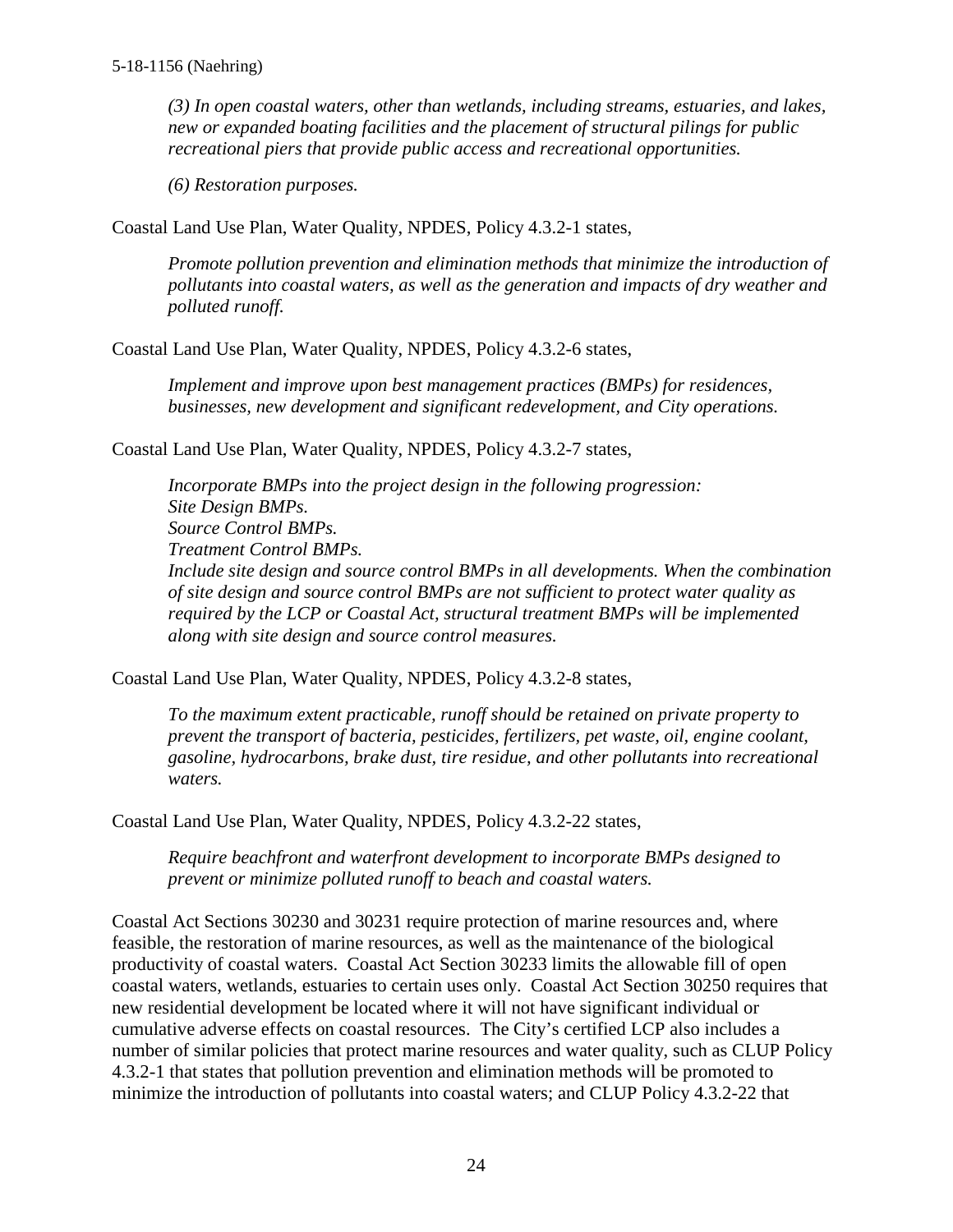*(3) In open coastal waters, other than wetlands, including streams, estuaries, and lakes, new or expanded boating facilities and the placement of structural pilings for public recreational piers that provide public access and recreational opportunities.*

*(6) Restoration purposes.*

Coastal Land Use Plan, Water Quality, NPDES, Policy 4.3.2-1 states,

*Promote pollution prevention and elimination methods that minimize the introduction of pollutants into coastal waters, as well as the generation and impacts of dry weather and polluted runoff.*

Coastal Land Use Plan, Water Quality, NPDES, Policy 4.3.2-6 states,

*Implement and improve upon best management practices (BMPs) for residences, businesses, new development and significant redevelopment, and City operations.*

Coastal Land Use Plan, Water Quality, NPDES, Policy 4.3.2-7 states,

*Incorporate BMPs into the project design in the following progression:*
*Site Design BMPs.*
*Source Control BMPs.*
*Treatment Control BMPs.*
*Include site design and source control BMPs in all developments. When the combination of site design and source control BMPs are not sufficient to protect water quality as required by the LCP or Coastal Act, structural treatment BMPs will be implemented along with site design and source control measures.*

Coastal Land Use Plan, Water Quality, NPDES, Policy 4.3.2-8 states,

*To the maximum extent practicable, runoff should be retained on private property to prevent the transport of bacteria, pesticides, fertilizers, pet waste, oil, engine coolant, gasoline, hydrocarbons, brake dust, tire residue, and other pollutants into recreational waters.*

Coastal Land Use Plan, Water Quality, NPDES, Policy 4.3.2-22 states,

*Require beachfront and waterfront development to incorporate BMPs designed to prevent or minimize polluted runoff to beach and coastal waters.*

Coastal Act Sections 30230 and 30231 require protection of marine resources and, where feasible, the restoration of marine resources, as well as the maintenance of the biological productivity of coastal waters. Coastal Act Section 30233 limits the allowable fill of open coastal waters, wetlands, estuaries to certain uses only. Coastal Act Section 30250 requires that new residential development be located where it will not have significant individual or cumulative adverse effects on coastal resources. The City's certified LCP also includes a number of similar policies that protect marine resources and water quality, such as CLUP Policy 4.3.2-1 that states that pollution prevention and elimination methods will be promoted to minimize the introduction of pollutants into coastal waters; and CLUP Policy 4.3.2-22 that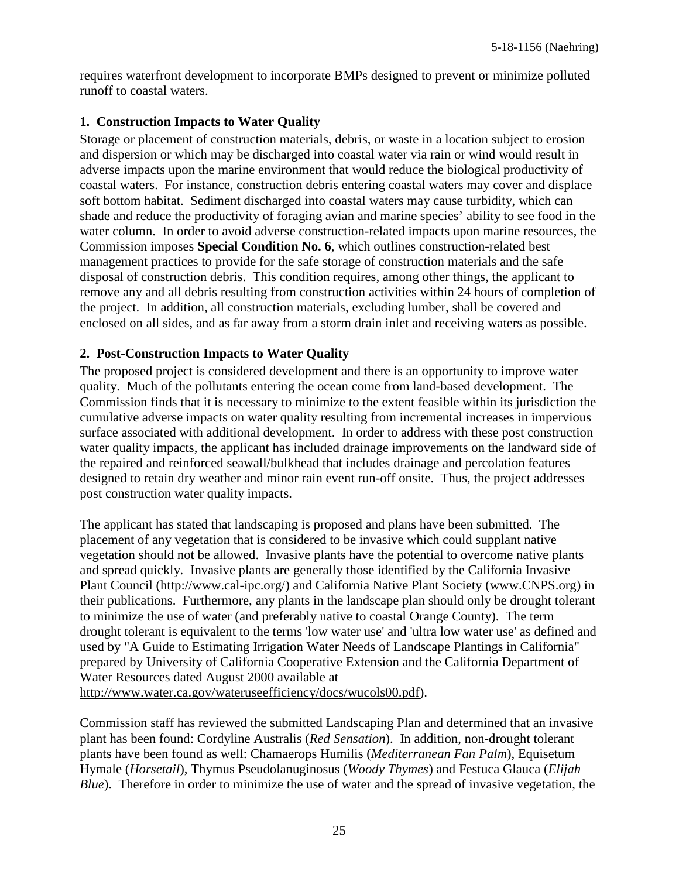requires waterfront development to incorporate BMPs designed to prevent or minimize polluted runoff to coastal waters.

### 1. Construction Impacts to Water Quality

Storage or placement of construction materials, debris, or waste in a location subject to erosion and dispersion or which may be discharged into coastal water via rain or wind would result in adverse impacts upon the marine environment that would reduce the biological productivity of coastal waters. For instance, construction debris entering coastal waters may cover and displace soft bottom habitat. Sediment discharged into coastal waters may cause turbidity, which can shade and reduce the productivity of foraging avian and marine species' ability to see food in the water column. In order to avoid adverse construction-related impacts upon marine resources, the Commission imposes **Special Condition No. 6**, which outlines construction-related best management practices to provide for the safe storage of construction materials and the safe disposal of construction debris. This condition requires, among other things, the applicant to remove any and all debris resulting from construction activities within 24 hours of completion of the project. In addition, all construction materials, excluding lumber, shall be covered and enclosed on all sides, and as far away from a storm drain inlet and receiving waters as possible.

### 2. Post-Construction Impacts to Water Quality

The proposed project is considered development and there is an opportunity to improve water quality. Much of the pollutants entering the ocean come from land-based development. The Commission finds that it is necessary to minimize to the extent feasible within its jurisdiction the cumulative adverse impacts on water quality resulting from incremental increases in impervious surface associated with additional development. In order to address with these post construction water quality impacts, the applicant has included drainage improvements on the landward side of the repaired and reinforced seawall/bulkhead that includes drainage and percolation features designed to retain dry weather and minor rain event run-off onsite. Thus, the project addresses post construction water quality impacts.

The applicant has stated that landscaping is proposed and plans have been submitted. The placement of any vegetation that is considered to be invasive which could supplant native vegetation should not be allowed. Invasive plants have the potential to overcome native plants and spread quickly. Invasive plants are generally those identified by the California Invasive Plant Council (http://www.cal-ipc.org/) and California Native Plant Society (www.CNPS.org) in their publications. Furthermore, any plants in the landscape plan should only be drought tolerant to minimize the use of water (and preferably native to coastal Orange County). The term drought tolerant is equivalent to the terms 'low water use' and 'ultra low water use' as defined and used by "A Guide to Estimating Irrigation Water Needs of Landscape Plantings in California" prepared by University of California Cooperative Extension and the California Department of Water Resources dated August 2000 available at http://www.water.ca.gov/wateruseefficiency/docs/wucols00.pdf).

Commission staff has reviewed the submitted Landscaping Plan and determined that an invasive plant has been found: Cordyline Australis (*Red Sensation*). In addition, non-drought tolerant plants have been found as well: Chamaerops Humilis (*Mediterranean Fan Palm*), Equisetum Hymale (*Horsetail*), Thymus Pseudolanuginosus (*Woody Thymes*) and Festuca Glauca (*Elijah Blue*). Therefore in order to minimize the use of water and the spread of invasive vegetation, the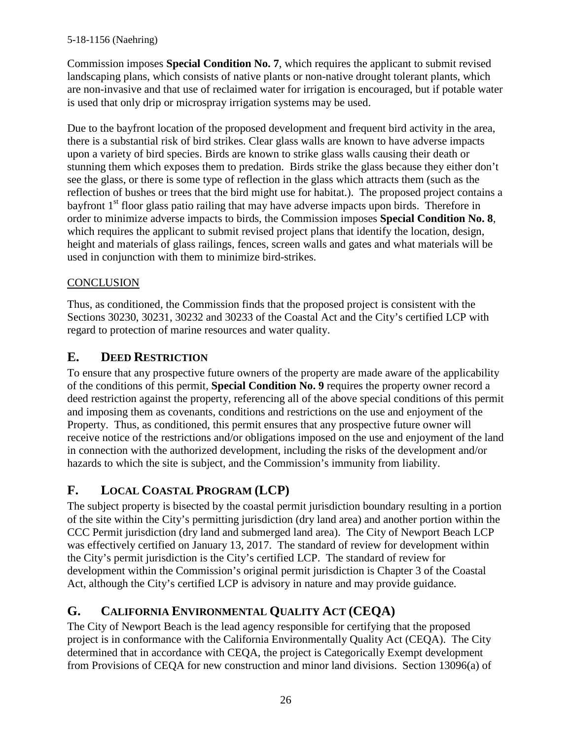Commission imposes **Special Condition No. 7**, which requires the applicant to submit revised landscaping plans, which consists of native plants or non-native drought tolerant plants, which are non-invasive and that use of reclaimed water for irrigation is encouraged, but if potable water is used that only drip or microspray irrigation systems may be used.

Due to the bayfront location of the proposed development and frequent bird activity in the area, there is a substantial risk of bird strikes. Clear glass walls are known to have adverse impacts upon a variety of bird species. Birds are known to strike glass walls causing their death or stunning them which exposes them to predation. Birds strike the glass because they either don't see the glass, or there is some type of reflection in the glass which attracts them (such as the reflection of bushes or trees that the bird might use for habitat.). The proposed project contains a bayfront 1st floor glass patio railing that may have adverse impacts upon birds. Therefore in order to minimize adverse impacts to birds, the Commission imposes **Special Condition No. 8**, which requires the applicant to submit revised project plans that identify the location, design, height and materials of glass railings, fences, screen walls and gates and what materials will be used in conjunction with them to minimize bird-strikes.

<u>CONCLUSION</u>

Thus, as conditioned, the Commission finds that the proposed project is consistent with the Sections 30230, 30231, 30232 and 30233 of the Coastal Act and the City's certified LCP with regard to protection of marine resources and water quality.

## E. DEED RESTRICTION

To ensure that any prospective future owners of the property are made aware of the applicability of the conditions of this permit, **Special Condition No. 9** requires the property owner record a deed restriction against the property, referencing all of the above special conditions of this permit and imposing them as covenants, conditions and restrictions on the use and enjoyment of the Property. Thus, as conditioned, this permit ensures that any prospective future owner will receive notice of the restrictions and/or obligations imposed on the use and enjoyment of the land in connection with the authorized development, including the risks of the development and/or hazards to which the site is subject, and the Commission's immunity from liability.

## F. LOCAL COASTAL PROGRAM (LCP)

The subject property is bisected by the coastal permit jurisdiction boundary resulting in a portion of the site within the City's permitting jurisdiction (dry land area) and another portion within the CCC Permit jurisdiction (dry land and submerged land area). The City of Newport Beach LCP was effectively certified on January 13, 2017. The standard of review for development within the City's permit jurisdiction is the City's certified LCP. The standard of review for development within the Commission's original permit jurisdiction is Chapter 3 of the Coastal Act, although the City's certified LCP is advisory in nature and may provide guidance.

## G. CALIFORNIA ENVIRONMENTAL QUALITY ACT (CEQA)

The City of Newport Beach is the lead agency responsible for certifying that the proposed project is in conformance with the California Environmentally Quality Act (CEQA). The City determined that in accordance with CEQA, the project is Categorically Exempt development from Provisions of CEQA for new construction and minor land divisions. Section 13096(a) of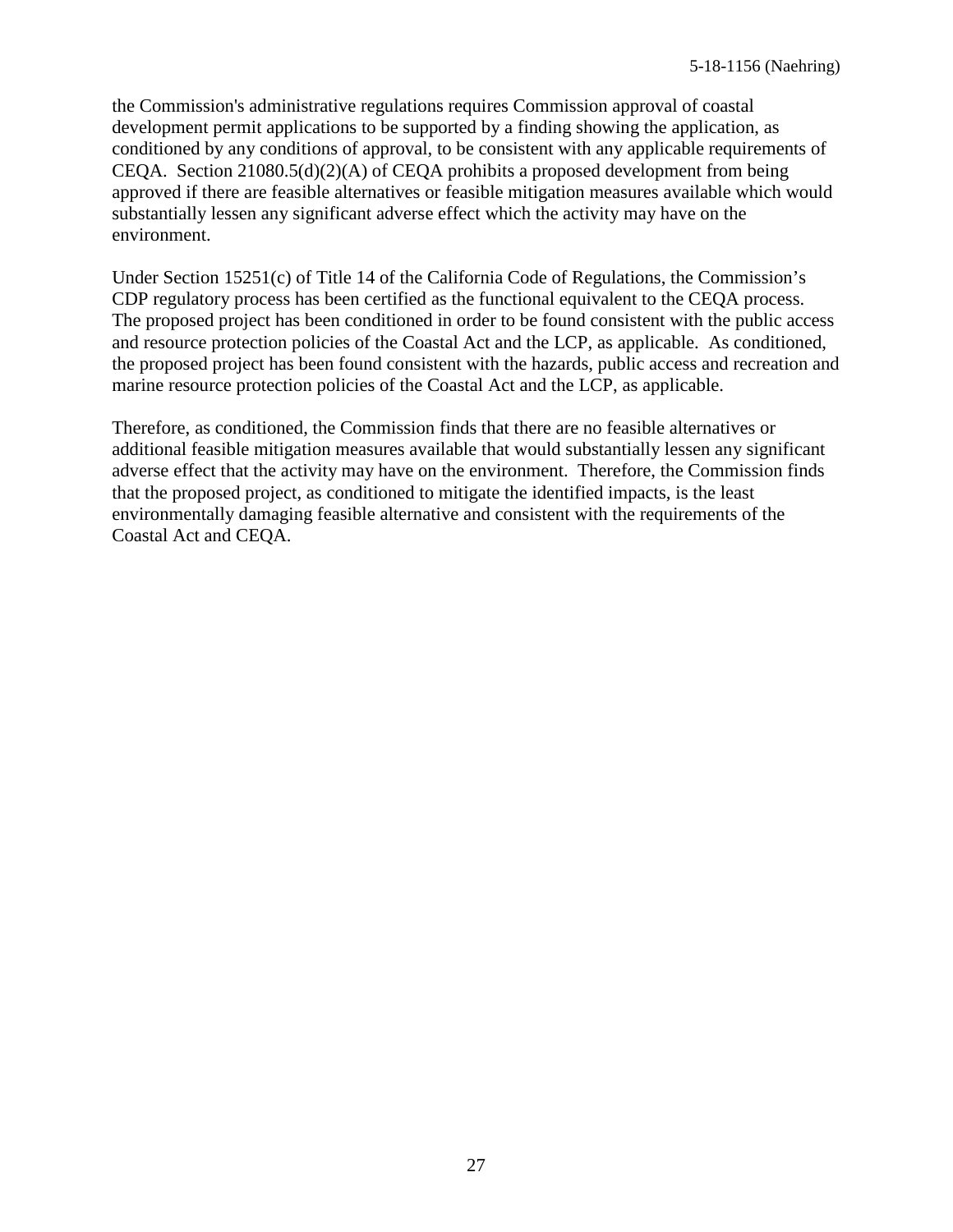the Commission's administrative regulations requires Commission approval of coastal development permit applications to be supported by a finding showing the application, as conditioned by any conditions of approval, to be consistent with any applicable requirements of CEQA. Section 21080.5(d)(2)(A) of CEQA prohibits a proposed development from being approved if there are feasible alternatives or feasible mitigation measures available which would substantially lessen any significant adverse effect which the activity may have on the environment.

Under Section 15251(c) of Title 14 of the California Code of Regulations, the Commission's CDP regulatory process has been certified as the functional equivalent to the CEQA process. The proposed project has been conditioned in order to be found consistent with the public access and resource protection policies of the Coastal Act and the LCP, as applicable. As conditioned, the proposed project has been found consistent with the hazards, public access and recreation and marine resource protection policies of the Coastal Act and the LCP, as applicable.

Therefore, as conditioned, the Commission finds that there are no feasible alternatives or additional feasible mitigation measures available that would substantially lessen any significant adverse effect that the activity may have on the environment. Therefore, the Commission finds that the proposed project, as conditioned to mitigate the identified impacts, is the least environmentally damaging feasible alternative and consistent with the requirements of the Coastal Act and CEQA.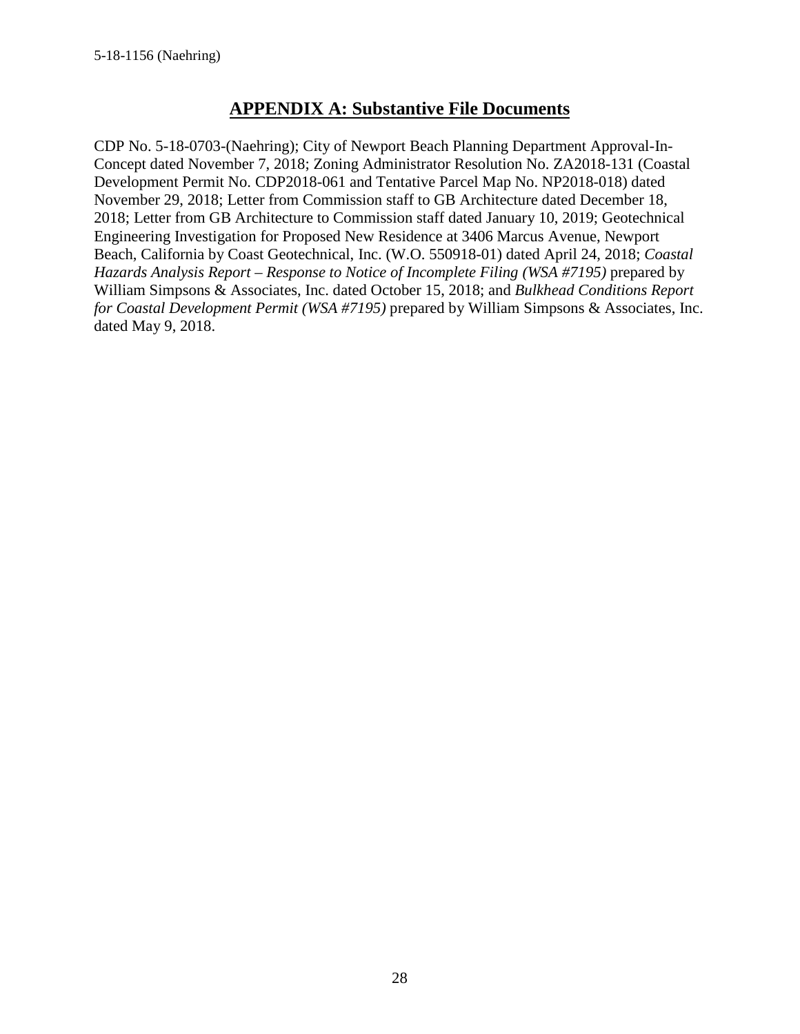## APPENDIX A: Substantive File Documents

CDP No. 5-18-0703-(Naehring); City of Newport Beach Planning Department Approval-In-Concept dated November 7, 2018; Zoning Administrator Resolution No. ZA2018-131 (Coastal Development Permit No. CDP2018-061 and Tentative Parcel Map No. NP2018-018) dated November 29, 2018; Letter from Commission staff to GB Architecture dated December 18, 2018; Letter from GB Architecture to Commission staff dated January 10, 2019; Geotechnical Engineering Investigation for Proposed New Residence at 3406 Marcus Avenue, Newport Beach, California by Coast Geotechnical, Inc. (W.O. 550918-01) dated April 24, 2018; *Coastal Hazards Analysis Report – Response to Notice of Incomplete Filing (WSA #7195)* prepared by William Simpsons & Associates, Inc. dated October 15, 2018; and *Bulkhead Conditions Report for Coastal Development Permit (WSA #7195)* prepared by William Simpsons & Associates, Inc. dated May 9, 2018.